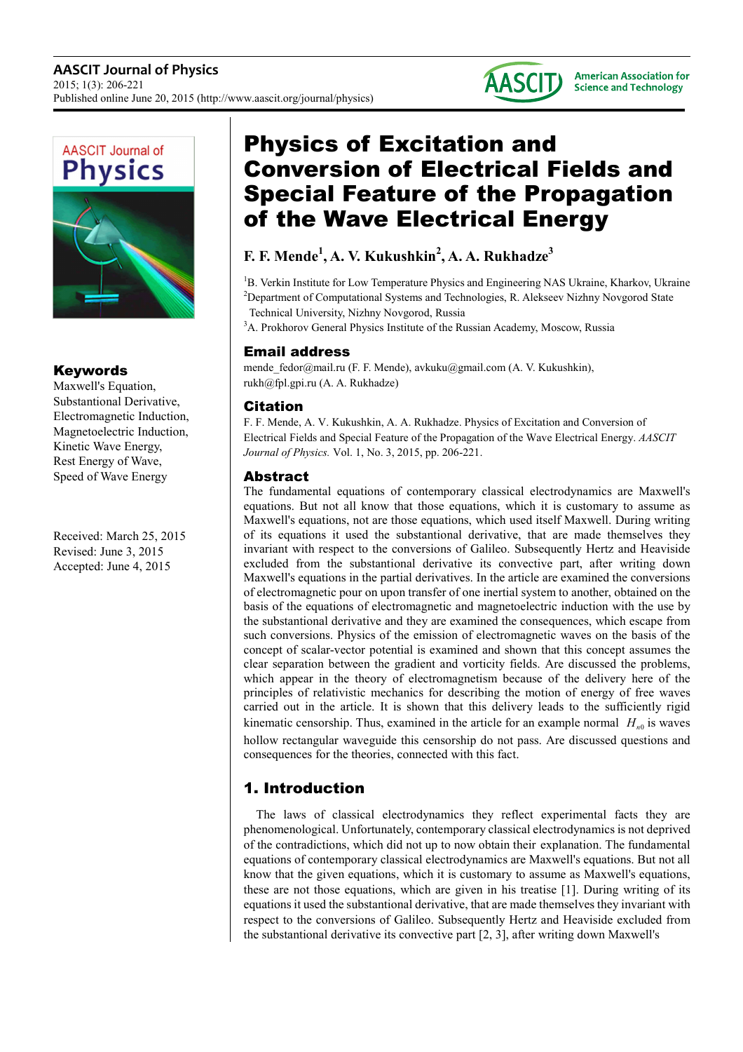# Physics of Excitation and Conversion of Electrical Fields and Special Feature of the Propagation of the Wave Electrical Energy

**F. F. Mende[1], A. V. Kukushkin[2], A. A. Rukhadze[3]**

[1]B. Verkin Institute for Low Temperature Physics and Engineering NAS Ukraine, Kharkov, Ukraine
[2]Department of Computational Systems and Technologies, R. Alekseev Nizhny Novgorod State Technical University, Nizhny Novgorod, Russia
[3]A. Prokhorov General Physics Institute of the Russian Academy, Moscow, Russia

## Email address

mende_fedor@mail.ru (F. F. Mende), avkuku@gmail.com (A. V. Kukushkin), rukh@fpl.gpi.ru (A. A. Rukhadze)

## Citation

F. F. Mende, A. V. Kukushkin, A. A. Rukhadze. Physics of Excitation and Conversion of Electrical Fields and Special Feature of the Propagation of the Wave Electrical Energy. *AASCIT Journal of Physics.* Vol. 1, No. 3, 2015, pp. 206-221.

## Keywords

Maxwell's Equation,
Substantional Derivative,
Electromagnetic Induction,
Magnetoelectric Induction,
Kinetic Wave Energy,
Rest Energy of Wave,
Speed of Wave Energy

Received: March 25, 2015
Revised: June 3, 2015
Accepted: June 4, 2015

## Abstract

The fundamental equations of contemporary classical electrodynamics are Maxwell's equations. But not all know that those equations, which it is customary to assume as Maxwell's equations, not are those equations, which used itself Maxwell. During writing of its equations it used the substantional derivative, that are made themselves they invariant with respect to the conversions of Galileo. Subsequently Hertz and Heaviside excluded from the substantional derivative its convective part, after writing down Maxwell's equations in the partial derivatives. In the article are examined the conversions of electromagnetic pour on upon transfer of one inertial system to another, obtained on the basis of the equations of electromagnetic and magnetoelectric induction with the use by the substantional derivative and they are examined the consequences, which escape from such conversions. Physics of the emission of electromagnetic waves on the basis of the concept of scalar-vector potential is examined and shown that this concept assumes the clear separation between the gradient and vorticity fields. Are discussed the problems, which appear in the theory of electromagnetism because of the delivery here of the principles of relativistic mechanics for describing the motion of energy of free waves carried out in the article. It is shown that this delivery leads to the sufficiently rigid kinematic censorship. Thus, examined in the article for an example normal $H_{n0}$ is waves hollow rectangular waveguide this censorship do not pass. Are discussed questions and consequences for the theories, connected with this fact.

## 1. Introduction

The laws of classical electrodynamics they reflect experimental facts they are phenomenological. Unfortunately, contemporary classical electrodynamics is not deprived of the contradictions, which did not up to now obtain their explanation. The fundamental equations of contemporary classical electrodynamics are Maxwell's equations. But not all know that the given equations, which it is customary to assume as Maxwell's equations, these are not those equations, which are given in his treatise [1]. During writing of its equations it used the substantional derivative, that are made themselves they invariant with respect to the conversions of Galileo. Subsequently Hertz and Heaviside excluded from the substantional derivative its convective part [2, 3], after writing down Maxwell's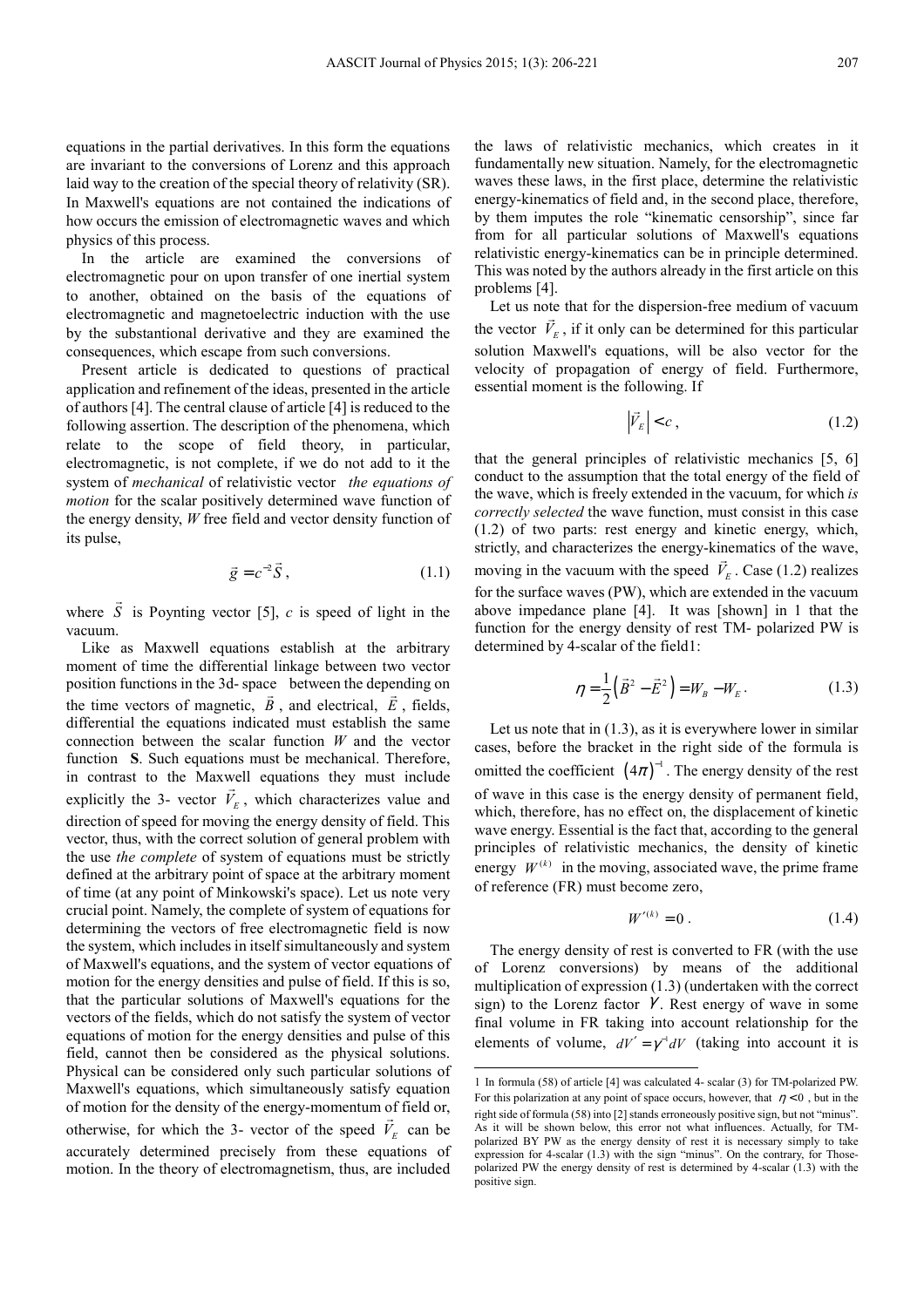equations in the partial derivatives. In this form the equations are invariant to the conversions of Lorenz and this approach laid way to the creation of the special theory of relativity (SR). In Maxwell's equations are not contained the indications of how occurs the emission of electromagnetic waves and which physics of this process.

In the article are examined the conversions of electromagnetic pour on upon transfer of one inertial system to another, obtained on the basis of the equations of electromagnetic and magnetoelectric induction with the use by the substantional derivative and they are examined the consequences, which escape from such conversions.

Present article is dedicated to questions of practical application and refinement of the ideas, presented in the article of authors [4]. The central clause of article [4] is reduced to the following assertion. The description of the phenomena, which relate to the scope of field theory, in particular, electromagnetic, is not complete, if we do not add to it the system of *mechanical* of relativistic vector *the equations of motion* for the scalar positively determined wave function of the energy density, $W$ free field and vector density function of its pulse,

$$\vec{g} = c^{-2}\vec{S}\,, \tag{1.1}$$

where $\vec{S}$ is Poynting vector [5], $c$ is speed of light in the vacuum.

Like as Maxwell equations establish at the arbitrary moment of time the differential linkage between two vector position functions in the 3d- space between the depending on the time vectors of magnetic, $\vec{B}$, and electrical, $\vec{E}$, fields, differential the equations indicated must establish the same connection between the scalar function $W$ and the vector function **S**. Such equations must be mechanical. Therefore, in contrast to the Maxwell equations they must include explicitly the 3- vector $\vec{V}_E$, which characterizes value and direction of speed for moving the energy density of field. This vector, thus, with the correct solution of general problem with the use *the complete* of system of equations must be strictly defined at the arbitrary point of space at the arbitrary moment of time (at any point of Minkowski's space). Let us note very crucial point. Namely, the complete of system of equations for determining the vectors of free electromagnetic field is now the system, which includes in itself simultaneously and system of Maxwell's equations, and the system of vector equations of motion for the energy densities and pulse of field. If this is so, that the particular solutions of Maxwell's equations for the vectors of the fields, which do not satisfy the system of vector equations of motion for the energy densities and pulse of this field, cannot then be considered as the physical solutions. Physical can be considered only such particular solutions of Maxwell's equations, which simultaneously satisfy equation of motion for the density of the energy-momentum of field or, otherwise, for which the 3- vector of the speed $\vec{V}_E$ can be accurately determined precisely from these equations of motion. In the theory of electromagnetism, thus, are included the laws of relativistic mechanics, which creates in it fundamentally new situation. Namely, for the electromagnetic waves these laws, in the first place, determine the relativistic energy-kinematics of field and, in the second place, therefore, by them imputes the role "kinematic censorship", since far from for all particular solutions of Maxwell's equations relativistic energy-kinematics can be in principle determined. This was noted by the authors already in the first article on this problems [4].

Let us note that for the dispersion-free medium of vacuum the vector $\vec{V}_E$, if it only can be determined for this particular solution Maxwell's equations, will be also vector for the velocity of propagation of energy of field. Furthermore, essential moment is the following. If

$$\left|\vec{V}_E\right| < c\,, \tag{1.2}$$

that the general principles of relativistic mechanics [5, 6] conduct to the assumption that the total energy of the field of the wave, which is freely extended in the vacuum, for which *is correctly selected* the wave function, must consist in this case (1.2) of two parts: rest energy and kinetic energy, which, strictly, and characterizes the energy-kinematics of the wave, moving in the vacuum with the speed $\vec{V}_E$. Case (1.2) realizes for the surface waves (PW), which are extended in the vacuum above impedance plane [4]. It was [shown] in 1 that the function for the energy density of rest TM- polarized PW is determined by 4-scalar of the field1:

$$\eta = \frac{1}{2}\left(\vec{B}^2 - \vec{E}^2\right) = W_B - W_E\,. \tag{1.3}$$

Let us note that in (1.3), as it is everywhere lower in similar cases, before the bracket in the right side of the formula is omitted the coefficient $(4\pi)^{-1}$. The energy density of the rest of wave in this case is the energy density of permanent field, which, therefore, has no effect on, the displacement of kinetic wave energy. Essential is the fact that, according to the general principles of relativistic mechanics, the density of kinetic energy $W^{(k)}$ in the moving, associated wave, the prime frame of reference (FR) must become zero,

$$W'^{(k)} = 0\,. \tag{1.4}$$

The energy density of rest is converted to FR (with the use of Lorenz conversions) by means of the additional multiplication of expression (1.3) (undertaken with the correct sign) to the Lorenz factor $\gamma$. Rest energy of wave in some final volume in FR taking into account relationship for the elements of volume, $dV' = \gamma^{-1}dV$ (taking into account it is

---

1 In formula (58) of article [4] was calculated 4- scalar (3) for TM-polarized PW. For this polarization at any point of space occurs, however, that $\eta < 0$, but in the right side of formula (58) into [2] stands erroneously positive sign, but not "minus". As it will be shown below, this error not what influences. Actually, for TM-polarized BY PW as the energy density of rest it is necessary simply to take expression for 4-scalar (1.3) with the sign "minus". On the contrary, for Those-polarized PW the energy density of rest is determined by 4-scalar (1.3) with the positive sign.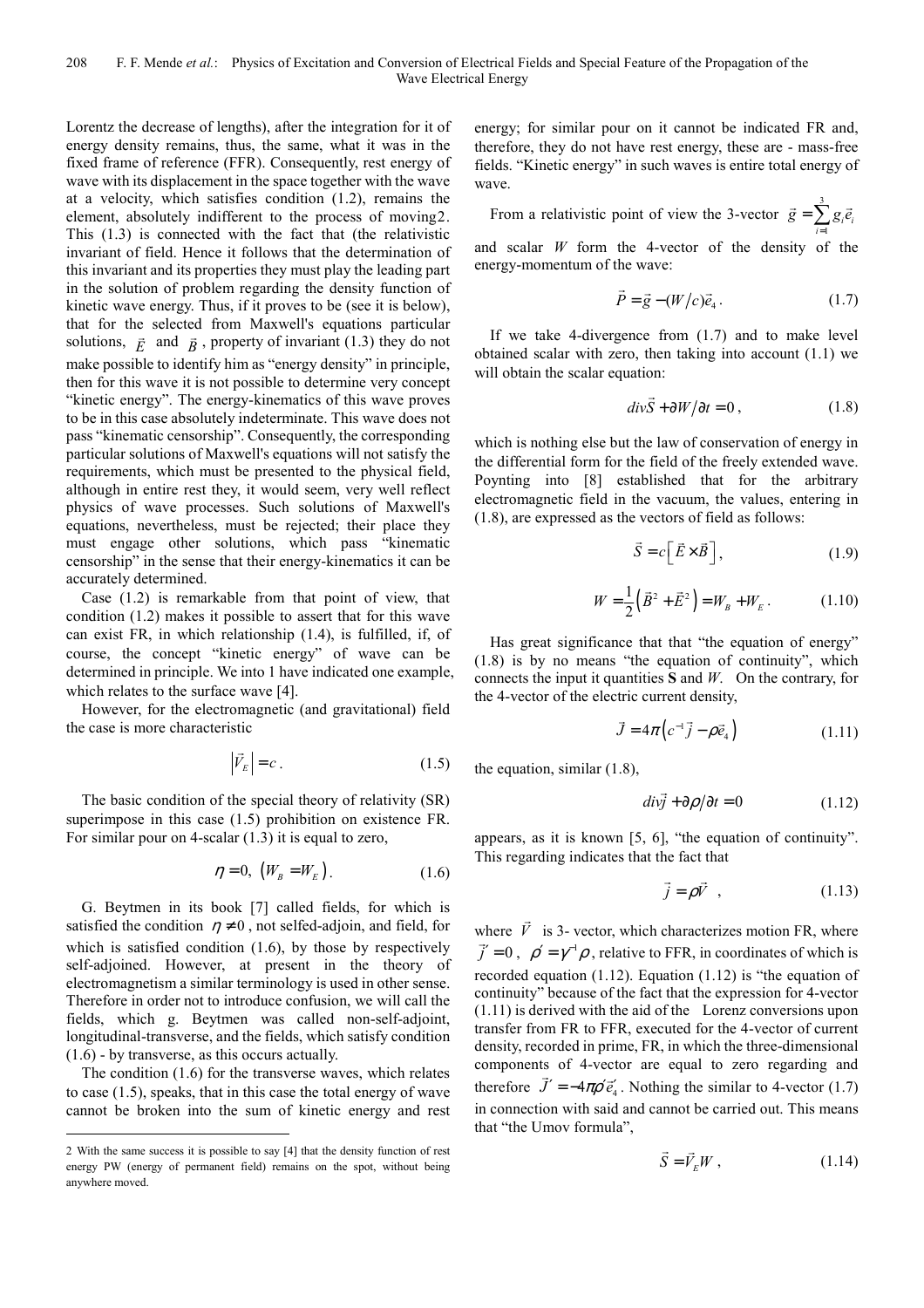Lorentz the decrease of lengths), after the integration for it of energy density remains, thus, the same, what it was in the fixed frame of reference (FFR). Consequently, rest energy of wave with its displacement in the space together with the wave at a velocity, which satisfies condition (1.2), remains the element, absolutely indifferent to the process of moving[2]. This (1.3) is connected with the fact that (the relativistic invariant of field. Hence it follows that the determination of this invariant and its properties they must play the leading part in the solution of problem regarding the density function of kinetic wave energy. Thus, if it proves to be (see it is below), that for the selected from Maxwell's equations particular solutions, $\vec{E}$ and $\vec{B}$, property of invariant (1.3) they do not make possible to identify him as "energy density" in principle, then for this wave it is not possible to determine very concept "kinetic energy". The energy-kinematics of this wave proves to be in this case absolutely indeterminate. This wave does not pass "kinematic censorship". Consequently, the corresponding particular solutions of Maxwell's equations will not satisfy the requirements, which must be presented to the physical field, although in entire rest they, it would seem, very well reflect physics of wave processes. Such solutions of Maxwell's equations, nevertheless, must be rejected; their place they must engage other solutions, which pass "kinematic censorship" in the sense that their energy-kinematics it can be accurately determined.

Case (1.2) is remarkable from that point of view, that condition (1.2) makes it possible to assert that for this wave can exist FR, in which relationship (1.4), is fulfilled, if, of course, the concept "kinetic energy" of wave can be determined in principle. We into 1 have indicated one example, which relates to the surface wave [4].

However, for the electromagnetic (and gravitational) field the case is more characteristic

$$\left|\vec{V}_E\right| = c\,. \tag{1.5}$$

The basic condition of the special theory of relativity (SR) superimpose in this case (1.5) prohibition on existence FR. For similar pour on 4-scalar (1.3) it is equal to zero,

$$\eta = 0,\ \left(W_B = W_E\right). \tag{1.6}$$

G. Beytmen in its book [7] called fields, for which is satisfied the condition $\eta \neq 0$, not selfed-adjoin, and field, for which is satisfied condition (1.6), by those by respectively self-adjoined. However, at present in the theory of electromagnetism a similar terminology is used in other sense. Therefore in order not to introduce confusion, we will call the fields, which g. Beytmen was called non-self-adjoint, longitudinal-transverse, and the fields, which satisfy condition (1.6) - by transverse, as this occurs actually.

The condition (1.6) for the transverse waves, which relates to case (1.5), speaks, that in this case the total energy of wave cannot be broken into the sum of kinetic energy and rest energy; for similar pour on it cannot be indicated FR and, therefore, they do not have rest energy, these are - mass-free fields. "Kinetic energy" in such waves is entire total energy of wave.

From a relativistic point of view the 3-vector $\vec{g} = \sum_{i=1}^{3} g_i \vec{e}_i$ and scalar $W$ form the 4-vector of the density of the energy-momentum of the wave:

$$\vec{P} = \vec{g} - (W/c)\vec{e}_4\,. \tag{1.7}$$

If we take 4-divergence from (1.7) and to make level obtained scalar with zero, then taking into account (1.1) we will obtain the scalar equation:

$$div\vec{S} + \partial W/\partial t = 0\,, \tag{1.8}$$

which is nothing else but the law of conservation of energy in the differential form for the field of the freely extended wave. Poynting into [8] established that for the arbitrary electromagnetic field in the vacuum, the values, entering in (1.8), are expressed as the vectors of field as follows:

$$\vec{S} = c\left[\vec{E}\times\vec{B}\right], \tag{1.9}$$

$$W = \frac{1}{2}\left(\vec{B}^2 + \vec{E}^2\right) = W_B + W_E\,. \tag{1.10}$$

Has great significance that that "the equation of energy" (1.8) is by no means "the equation of continuity", which connects the input it quantities **S** and $W$. On the contrary, for the 4-vector of the electric current density,

$$\vec{J} = 4\pi\left(c^{-1}\vec{j} - \rho\vec{e}_4\right) \tag{1.11}$$

the equation, similar (1.8),

$$div\vec{j} + \partial\rho/\partial t = 0 \tag{1.12}$$

appears, as it is known [5, 6], "the equation of continuity". This regarding indicates that the fact that

$$\vec{j} = \rho\vec{V}\ \ , \tag{1.13}$$

where $\vec{V}$ is 3- vector, which characterizes motion FR, where $\vec{j}' = 0$, $\rho' = \gamma^{-1}\rho$, relative to FFR, in coordinates of which is recorded equation (1.12). Equation (1.12) is "the equation of continuity" because of the fact that the expression for 4-vector (1.11) is derived with the aid of the Lorenz conversions upon transfer from FR to FFR, executed for the 4-vector of current density, recorded in prime, FR, in which the three-dimensional components of 4-vector are equal to zero regarding and therefore $\vec{J}' = -4\pi\rho'\vec{e}_4'$. Nothing the similar to 4-vector (1.7) in connection with said and cannot be carried out. This means that "the Umov formula",

$$\vec{S} = \vec{V}_E W\,, \tag{1.14}$$

---

[2] With the same success it is possible to say [4] that the density function of rest energy PW (energy of permanent field) remains on the spot, without being anywhere moved.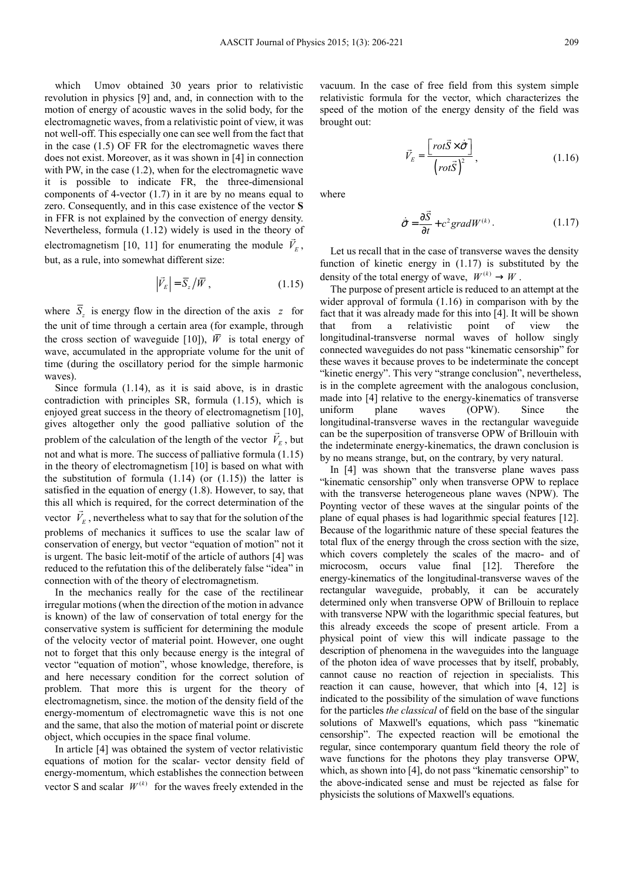which Umov obtained 30 years prior to relativistic revolution in physics [9] and, and, in connection with to the motion of energy of acoustic waves in the solid body, for the electromagnetic waves, from a relativistic point of view, it was not well-off. This especially one can see well from the fact that in the case (1.5) OF FR for the electromagnetic waves there does not exist. Moreover, as it was shown in [4] in connection with PW, in the case (1.2), when for the electromagnetic wave it is possible to indicate FR, the three-dimensional components of 4-vector (1.7) in it are by no means equal to zero. Consequently, and in this case existence of the vector **S** in FFR is not explained by the convection of energy density. Nevertheless, formula (1.12) widely is used in the theory of electromagnetism [10, 11] for enumerating the module $\vec{V}_E$, but, as a rule, into somewhat different size:

$$\left|\vec{V}_E\right| = \overline{S}_z / \overline{W}, \tag{1.15}$$

where $\overline{S}_z$ is energy flow in the direction of the axis $z$ for the unit of time through a certain area (for example, through the cross section of waveguide [10]), $\overline{W}$ is total energy of wave, accumulated in the appropriate volume for the unit of time (during the oscillatory period for the simple harmonic waves).

Since formula (1.14), as it is said above, is in drastic contradiction with principles SR, formula (1.15), which is enjoyed great success in the theory of electromagnetism [10], gives altogether only the good palliative solution of the problem of the calculation of the length of the vector $\vec{V}_E$, but not and what is more. The success of palliative formula (1.15) in the theory of electromagnetism [10] is based on what with the substitution of formula (1.14) (or (1.15)) the latter is satisfied in the equation of energy (1.8). However, to say, that this all which is required, for the correct determination of the vector $\vec{V}_E$, nevertheless what to say that for the solution of the problems of mechanics it suffices to use the scalar law of conservation of energy, but vector "equation of motion" not it is urgent. The basic leit-motif of the article of authors [4] was reduced to the refutation this of the deliberately false "idea" in connection with of the theory of electromagnetism.

In the mechanics really for the case of the rectilinear irregular motions (when the direction of the motion in advance is known) of the law of conservation of total energy for the conservative system is sufficient for determining the module of the velocity vector of material point. However, one ought not to forget that this only because energy is the integral of vector "equation of motion", whose knowledge, therefore, is and here necessary condition for the correct solution of problem. That more this is urgent for the theory of electromagnetism, since. the motion of the density field of the energy-momentum of electromagnetic wave this is not one and the same, that also the motion of material point or discrete object, which occupies in the space final volume.

In article [4] was obtained the system of vector relativistic equations of motion for the scalar- vector density field of energy-momentum, which establishes the connection between vector S and scalar $W^{(k)}$ for the waves freely extended in the vacuum. In the case of free field from this system simple relativistic formula for the vector, which characterizes the speed of the motion of the energy density of the field was brought out:

$$\vec{V}_E = \frac{\left[rot\vec{S} \times \dot{\vec{\sigma}}\right]}{\left(rot\vec{S}\right)^2}, \tag{1.16}$$

where

$$\dot{\vec{\sigma}} = \frac{\partial \vec{S}}{\partial t} + c^2 gradW^{(k)}. \tag{1.17}$$

Let us recall that in the case of transverse waves the density function of kinetic energy in (1.17) is substituted by the density of the total energy of wave, $W^{(k)} \to W$.

The purpose of present article is reduced to an attempt at the wider approval of formula (1.16) in comparison with by the fact that it was already made for this into [4]. It will be shown that from a relativistic point of view the longitudinal-transverse normal waves of hollow singly connected waveguides do not pass "kinematic censorship" for these waves it because proves to be indeterminate the concept "kinetic energy". This very "strange conclusion", nevertheless, is in the complete agreement with the analogous conclusion, made into [4] relative to the energy-kinematics of transverse uniform plane waves (OPW). Since the longitudinal-transverse waves in the rectangular waveguide can be the superposition of transverse OPW of Brillouin with the indeterminate energy-kinematics, the drawn conclusion is by no means strange, but, on the contrary, by very natural.

In [4] was shown that the transverse plane waves pass "kinematic censorship" only when transverse OPW to replace with the transverse heterogeneous plane waves (NPW). The Poynting vector of these waves at the singular points of the plane of equal phases is had logarithmic special features [12]. Because of the logarithmic nature of these special features the total flux of the energy through the cross section with the size, which covers completely the scales of the macro- and of microcosm, occurs value final [12]. Therefore the energy-kinematics of the longitudinal-transverse waves of the rectangular waveguide, probably, it can be accurately determined only when transverse OPW of Brillouin to replace with transverse NPW with the logarithmic special features, but this already exceeds the scope of present article. From a physical point of view this will indicate passage to the description of phenomena in the waveguides into the language of the photon idea of wave processes that by itself, probably, cannot cause no reaction of rejection in specialists. This reaction it can cause, however, that which into [4, 12] is indicated to the possibility of the simulation of wave functions for the particles *the classical* of field on the base of the singular solutions of Maxwell's equations, which pass "kinematic censorship". The expected reaction will be emotional the regular, since contemporary quantum field theory the role of wave functions for the photons they play transverse OPW, which, as shown into [4], do not pass "kinematic censorship" to the above-indicated sense and must be rejected as false for physicists the solutions of Maxwell's equations.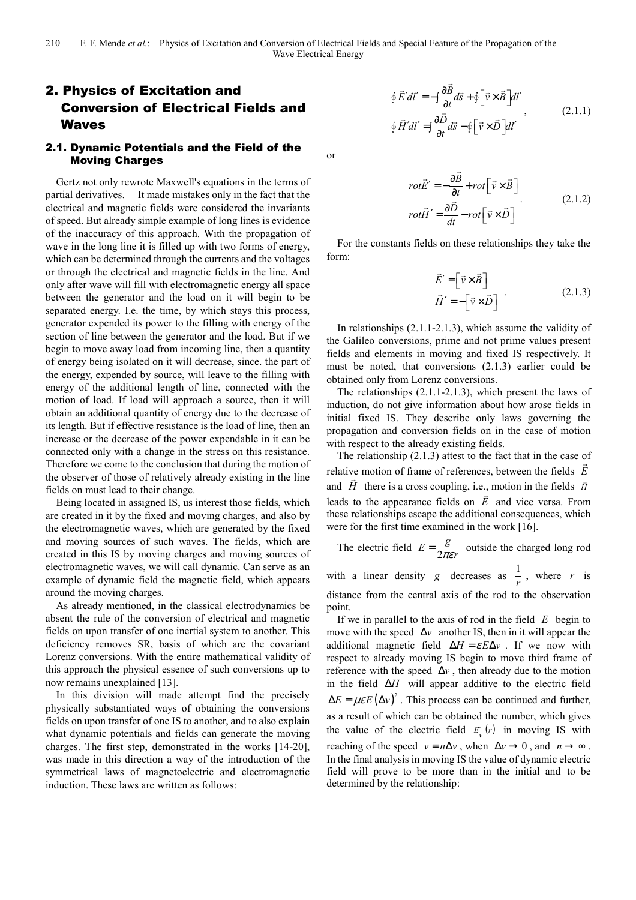## 2. Physics of Excitation and Conversion of Electrical Fields and Waves

### 2.1. Dynamic Potentials and the Field of the Moving Charges

Gertz not only rewrote Maxwell's equations in the terms of partial derivatives. It made mistakes only in the fact that the electrical and magnetic fields were considered the invariants of speed. But already simple example of long lines is evidence of the inaccuracy of this approach. With the propagation of wave in the long line it is filled up with two forms of energy, which can be determined through the currents and the voltages or through the electrical and magnetic fields in the line. And only after wave will fill with electromagnetic energy all space between the generator and the load on it will begin to be separated energy. I.e. the time, by which stays this process, generator expended its power to the filling with energy of the section of line between the generator and the load. But if we begin to move away load from incoming line, then a quantity of energy being isolated on it will decrease, since. the part of the energy, expended by source, will leave to the filling with energy of the additional length of line, connected with the motion of load. If load will approach a source, then it will obtain an additional quantity of energy due to the decrease of its length. But if effective resistance is the load of line, then an increase or the decrease of the power expendable in it can be connected only with a change in the stress on this resistance. Therefore we come to the conclusion that during the motion of the observer of those of relatively already existing in the line fields on must lead to their change.

Being located in assigned IS, us interest those fields, which are created in it by the fixed and moving charges, and also by the electromagnetic waves, which are generated by the fixed and moving sources of such waves. The fields, which are created in this IS by moving charges and moving sources of electromagnetic waves, we will call dynamic. Can serve as an example of dynamic field the magnetic field, which appears around the moving charges.

As already mentioned, in the classical electrodynamics be absent the rule of the conversion of electrical and magnetic fields on upon transfer of one inertial system to another. This deficiency removes SR, basis of which are the covariant Lorenz conversions. With the entire mathematical validity of this approach the physical essence of such conversions up to now remains unexplained [13].

In this division will made attempt find the precisely physically substantiated ways of obtaining the conversions fields on upon transfer of one IS to another, and to also explain what dynamic potentials and fields can generate the moving charges. The first step, demonstrated in the works [14-20], was made in this direction a way of the introduction of the symmetrical laws of magnetoelectric and electromagnetic induction. These laws are written as follows:

$$\oint \vec{E}'dl' = -\int \frac{\partial \vec{B}}{\partial t}d\vec{s} + \oint \left[\vec{v} \times \vec{B}\right]dl' \\ \oint \vec{H}'dl' = \int \frac{\partial \vec{D}}{\partial t}d\vec{s} - \oint \left[\vec{v} \times \vec{D}\right]dl' \quad (2.1.1)$$

or

$$rot\vec{E}' = -\frac{\partial \vec{B}}{\partial t} + rot\left[\vec{v} \times \vec{B}\right] \\ rot\vec{H}' = \frac{\partial \vec{D}}{dt} - rot\left[\vec{v} \times \vec{D}\right] \quad (2.1.2)$$

For the constants fields on these relationships they take the form:

$$\vec{E}' = \left[\vec{v} \times \vec{B}\right] \\ \vec{H}' = -\left[\vec{v} \times \vec{D}\right] \quad (2.1.3)$$

In relationships (2.1.1-2.1.3), which assume the validity of the Galileo conversions, prime and not prime values present fields and elements in moving and fixed IS respectively. It must be noted, that conversions (2.1.3) earlier could be obtained only from Lorenz conversions.

The relationships (2.1.1-2.1.3), which present the laws of induction, do not give information about how arose fields in initial fixed IS. They describe only laws governing the propagation and conversion fields on in the case of motion with respect to the already existing fields.

The relationship (2.1.3) attest to the fact that in the case of relative motion of frame of references, between the fields $\vec{E}$ and $\vec{H}$ there is a cross coupling, i.e., motion in the fields $\vec{H}$ leads to the appearance fields on $\vec{E}$ and vice versa. From these relationships escape the additional consequences, which were for the first time examined in the work [16].

The electric field $E = \frac{g}{2\pi\varepsilon r}$ outside the charged long rod with a linear density $g$ decreases as $\frac{1}{r}$, where $r$ is distance from the central axis of the rod to the observation point.

If we in parallel to the axis of rod in the field $E$ begin to move with the speed $\Delta v$ another IS, then in it will appear the additional magnetic field $\Delta H = \varepsilon E \Delta v$. If we now with respect to already moving IS begin to move third frame of reference with the speed $\Delta v$, then already due to the motion in the field $\Delta H$ will appear additive to the electric field $\Delta E = \mu\varepsilon E(\Delta v)^2$. This process can be continued and further, as a result of which can be obtained the number, which gives the value of the electric field $E_v'(r)$ in moving IS with reaching of the speed $v = n\Delta v$, when $\Delta v \to 0$, and $n \to \infty$. In the final analysis in moving IS the value of dynamic electric field will prove to be more than in the initial and to be determined by the relationship: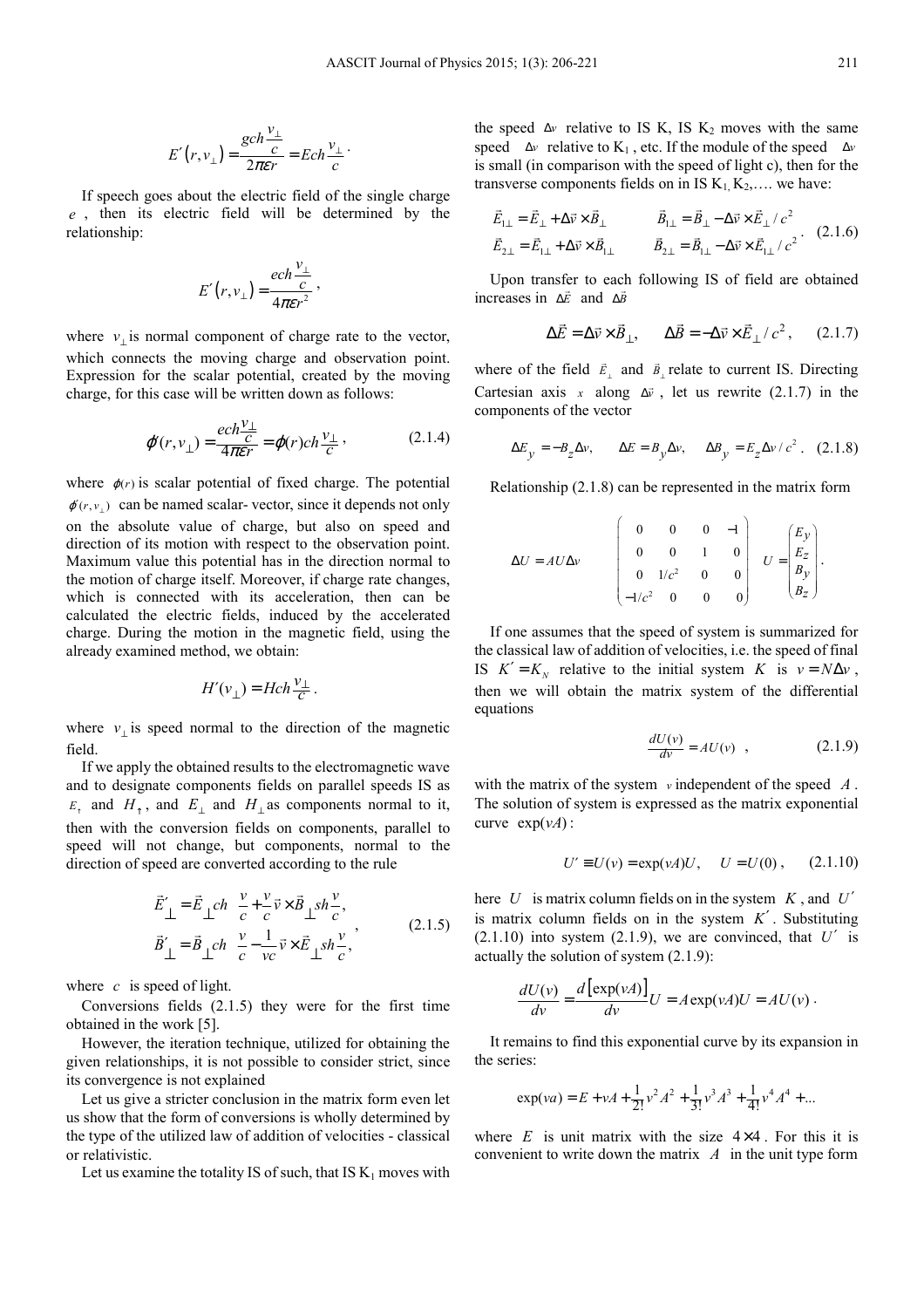$$E'\left(r,v_{\perp}\right)=\frac{gch\frac{v_{\perp}}{c}}{2\pi\varepsilon r}=Ech\frac{v_{\perp}}{c}.$$

If speech goes about the electric field of the single charge $e$, then its electric field will be determined by the relationship:

$$E'\left(r,v_{\perp}\right)=\frac{ech\frac{v_{\perp}}{c}}{4\pi\varepsilon r^{2}},$$

where $v_{\perp}$ is normal component of charge rate to the vector, which connects the moving charge and observation point. Expression for the scalar potential, created by the moving charge, for this case will be written down as follows:

$$\varphi'(r,v_{\perp})=\frac{ech\frac{v_{\perp}}{c}}{4\pi\varepsilon r}=\varphi(r)ch\frac{v_{\perp}}{c}, \tag{2.1.4}$$

where $\varphi(r)$ is scalar potential of fixed charge. The potential $\varphi'(r,v_{\perp})$ can be named scalar- vector, since it depends not only on the absolute value of charge, but also on speed and direction of its motion with respect to the observation point. Maximum value this potential has in the direction normal to the motion of charge itself. Moreover, if charge rate changes, which is connected with its acceleration, then can be calculated the electric fields, induced by the accelerated charge. During the motion in the magnetic field, using the already examined method, we obtain:

$$H'(v_{\perp})=Hch\frac{v_{\perp}}{c}.$$

where $v_{\perp}$ is speed normal to the direction of the magnetic field.

If we apply the obtained results to the electromagnetic wave and to designate components fields on parallel speeds IS as $E_{\uparrow}$ and $H_{\uparrow}$, and $E_{\perp}$ and $H_{\perp}$ as components normal to it, then with the conversion fields on components, parallel to speed will not change, but components, normal to the direction of speed are converted according to the rule

$$\begin{aligned}\vec{E}'_{\perp}&=\vec{E}_{\perp}ch\frac{v}{c}+\frac{v}{c}\vec{v}\times\vec{B}_{\perp}sh\frac{v}{c},\\ \vec{B}'_{\perp}&=\vec{B}_{\perp}ch\frac{v}{c}-\frac{1}{vc}\vec{v}\times\vec{E}_{\perp}sh\frac{v}{c},\end{aligned} \tag{2.1.5}$$

where $c$ is speed of light.

Conversions fields (2.1.5) they were for the first time obtained in the work [5].

However, the iteration technique, utilized for obtaining the given relationships, it is not possible to consider strict, since its convergence is not explained

Let us give a stricter conclusion in the matrix form even let us show that the form of conversions is wholly determined by the type of the utilized law of addition of velocities - classical or relativistic.

Let us examine the totality IS of such, that IS $K_1$ moves with the speed $\Delta v$ relative to IS K, IS $K_2$ moves with the same speed $\Delta v$ relative to $K_1$, etc. If the module of the speed $\Delta v$ is small (in comparison with the speed of light c), then for the transverse components fields on in IS $K_1, K_2,\ldots$ we have:

$$\begin{aligned}\vec{E}_{1\perp}&=\vec{E}_{\perp}+\Delta\vec{v}\times\vec{B}_{\perp} & \vec{B}_{1\perp}&=\vec{B}_{\perp}-\Delta\vec{v}\times\vec{E}_{\perp}/c^{2}\\ \vec{E}_{2\perp}&=\vec{E}_{1\perp}+\Delta\vec{v}\times\vec{B}_{1\perp} & \vec{B}_{2\perp}&=\vec{B}_{1\perp}-\Delta\vec{v}\times\vec{E}_{1\perp}/c^{2}\end{aligned}. \tag{2.1.6}$$

Upon transfer to each following IS of field are obtained increases in $\Delta\vec{E}$ and $\Delta\vec{B}$

$$\Delta\vec{E}=\Delta\vec{v}\times\vec{B}_{\perp},\qquad \Delta\vec{B}=-\Delta\vec{v}\times\vec{E}_{\perp}/c^{2}, \tag{2.1.7}$$

where of the field $\vec{E}_{\perp}$ and $\vec{B}_{\perp}$ relate to current IS. Directing Cartesian axis $x$ along $\Delta\vec{v}$, let us rewrite (2.1.7) in the components of the vector

$$\Delta E_{y}=-B_{z}\Delta v,\qquad \Delta E=B_{y}\Delta v,\qquad \Delta B_{y}=E_{z}\Delta v/c^{2}. \tag{2.1.8}$$

Relationship (2.1.8) can be represented in the matrix form

$$\Delta U=AU\Delta v\qquad \begin{pmatrix}0&0&0&-1\\0&0&1&0\\0&1/c^{2}&0&0\\-1/c^{2}&0&0&0\end{pmatrix}\qquad U=\begin{pmatrix}E_{y}\\E_{z}\\B_{y}\\B_{z}\end{pmatrix}.$$

If one assumes that the speed of system is summarized for the classical law of addition of velocities, i.e. the speed of final IS $K'=K_{N}$ relative to the initial system $K$ is $v=N\Delta v$, then we will obtain the matrix system of the differential equations

$$\frac{dU(v)}{dv}=AU(v)\quad, \tag{2.1.9}$$

with the matrix of the system $v$ independent of the speed $A$. The solution of system is expressed as the matrix exponential curve $\exp(vA)$:

$$U'\equiv U(v)=\exp(vA)U,\quad U=U(0), \tag{2.1.10}$$

here $U$ is matrix column fields on in the system $K$, and $U'$ is matrix column fields on in the system $K'$. Substituting (2.1.10) into system (2.1.9), we are convinced, that $U'$ is actually the solution of system (2.1.9):

$$\frac{dU(v)}{dv}=\frac{d\left[\exp(vA)\right]}{dv}U=A\exp(vA)U=AU(v).$$

It remains to find this exponential curve by its expansion in the series:

$$\exp(va)=E+vA+\frac{1}{2!}v^{2}A^{2}+\frac{1}{3!}v^{3}A^{3}+\frac{1}{4!}v^{4}A^{4}+\ldots$$

where $E$ is unit matrix with the size $4\times4$. For this it is convenient to write down the matrix $A$ in the unit type form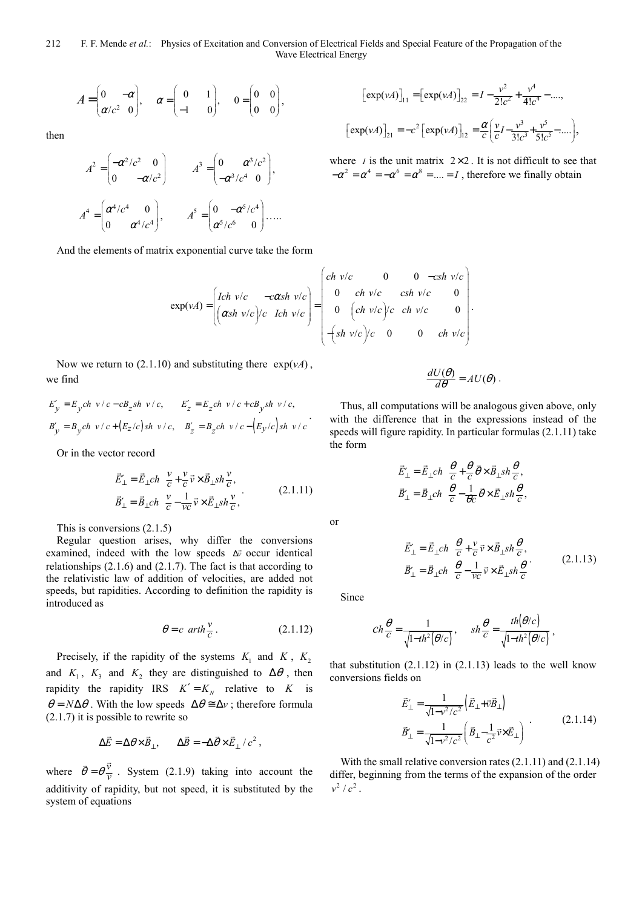$$A = \begin{pmatrix} 0 & -\alpha \\ \alpha/c^2 & 0 \end{pmatrix}, \quad \alpha = \begin{pmatrix} 0 & 1 \\ -1 & 0 \end{pmatrix}, \quad 0 = \begin{pmatrix} 0 & 0 \\ 0 & 0 \end{pmatrix},$$

then

$$A^2 = \begin{pmatrix} -\alpha^2/c^2 & 0 \\ 0 & -\alpha/c^2 \end{pmatrix} \qquad A^3 = \begin{pmatrix} 0 & \alpha^3/c^2 \\ -\alpha^3/c^4 & 0 \end{pmatrix},$$

$$A^4 = \begin{pmatrix} \alpha^4/c^4 & 0 \\ 0 & \alpha^4/c^4 \end{pmatrix}, \qquad A^5 = \begin{pmatrix} 0 & -\alpha^5/c^4 \\ \alpha^5/c^6 & 0 \end{pmatrix} \ldots.$$

$$\left[\exp(vA)\right]_{11} = \left[\exp(vA)\right]_{22} = I - \frac{v^2}{2!c^2} + \frac{v^4}{4!c^4} - ....,$$

$$\left[\exp(vA)\right]_{21} = -c^2\left[\exp(vA)\right]_{12} = \frac{\alpha}{c}\left(\frac{v}{c}I - \frac{v^3}{3!c^3} + \frac{v^5}{5!c^5} - ....\right),$$

where $I$ is the unit matrix $2\times 2$. It is not difficult to see that $-\alpha^2 = \alpha^4 = -\alpha^6 = \alpha^8 = .... = I$, therefore we finally obtain

And the elements of matrix exponential curve take the form

$$\exp(vA) = \begin{pmatrix} Ich\ v/c & -c\alpha sh\ v/c \\ \left(\alpha sh\ v/c\right)/c & Ich\ v/c \end{pmatrix} = \begin{pmatrix} ch\ v/c & 0 & 0 & -csh\ v/c \\ 0 & ch\ v/c & csh\ v/c & 0 \\ 0 & \left(ch\ v/c\right)/c & ch\ v/c & 0 \\ -\left(sh\ v/c\right)/c & 0 & 0 & ch\ v/c \end{pmatrix}.$$

Now we return to (2.1.10) and substituting there $\exp(vA)$, we find

$$E'_y = E_y ch\ v/c - cB_z sh\ v/c, \qquad E'_z = E_z ch\ v/c + cB_y sh\ v/c,$$
$$B'_y = B_y ch\ v/c + \left(E_z/c\right) sh\ v/c, \quad B'_z = B_z ch\ v/c - \left(E_y/c\right) sh\ v/c.$$

Or in the vector record

$$\begin{aligned} \vec{E}'_\perp &= \vec{E}_\perp ch\ \frac{v}{c} + \frac{v}{c}\vec{v}\times\vec{B}_\perp sh\frac{v}{c}, \\ \vec{B}'_\perp &= \vec{B}_\perp ch\ \frac{v}{c} - \frac{1}{vc}\vec{v}\times\vec{E}_\perp sh\frac{v}{c}, \end{aligned} \qquad (2.1.11)$$

This is conversions (2.1.5)

Regular question arises, why differ the conversions examined, indeed with the low speeds $\Delta\vec{v}$ occur identical relationships (2.1.6) and (2.1.7). The fact is that according to the relativistic law of addition of velocities, are added not speeds, but rapidities. According to definition the rapidity is introduced as

$$\theta = c\ arth\frac{v}{c}. \qquad (2.1.12)$$

Precisely, if the rapidity of the systems $K_1$ and $K$, $K_2$ and $K_1$, $K_3$ and $K_2$ they are distinguished to $\Delta\theta$, then rapidity the rapidity IRS $K' = K_N$ relative to $K$ is $\theta = N\Delta\theta$. With the low speeds $\Delta\theta \cong \Delta v$; therefore formula (2.1.7) it is possible to rewrite so

$$\Delta\vec{E} = \Delta\vec{\theta}\times\vec{B}_\perp, \qquad \Delta\vec{B} = -\Delta\vec{\theta}\times\vec{E}_\perp/c^2,$$

where $\vec{\theta} = \theta\frac{\vec{v}}{v}$. System (2.1.9) taking into account the additivity of rapidity, but not speed, it is substituted by the system of equations

$$\frac{dU(\theta)}{d\theta} = AU(\theta).$$

Thus, all computations will be analogous given above, only with the difference that in the expressions instead of the speeds will figure rapidity. In particular formulas (2.1.11) take the form

$$\begin{aligned} \vec{E}'_\perp &= \vec{E}_\perp ch\ \frac{\theta}{c} + \frac{\theta}{c}\vec{\theta}\times\vec{B}_\perp sh\frac{\theta}{c}, \\ \vec{B}'_\perp &= \vec{B}_\perp ch\ \frac{\theta}{c} - \frac{1}{\theta c}\vec{\theta}\times\vec{E}_\perp sh\frac{\theta}{c}, \end{aligned}$$

or

$$\begin{aligned} \vec{E}'_\perp &= \vec{E}_\perp ch\ \frac{\theta}{c} + \frac{v}{c}\vec{v}\times\vec{B}_\perp sh\frac{\theta}{c}, \\ \vec{B}'_\perp &= \vec{B}_\perp ch\ \frac{\theta}{c} - \frac{1}{vc}\vec{v}\times\vec{E}_\perp sh\frac{\theta}{c} \end{aligned} \qquad (2.1.13)$$

Since

$$ch\frac{\theta}{c} = \frac{1}{\sqrt{1 - th^2\left(\theta/c\right)}}, \quad sh\frac{\theta}{c} = \frac{th\left(\theta/c\right)}{\sqrt{1 - th^2\left(\theta/c\right)}},$$

that substitution (2.1.12) in (2.1.13) leads to the well know conversions fields on

$$\begin{aligned} \vec{E}'_\perp &= \frac{1}{\sqrt{1 - v^2/c^2}}\left(\vec{E}_\perp + \vec{v}\vec{B}_\perp\right) \\ \vec{B}'_\perp &= \frac{1}{\sqrt{1 - v^2/c^2}}\left(\vec{B}_\perp - \frac{1}{c^2}\vec{v}\times\vec{E}_\perp\right) \end{aligned} \qquad (2.1.14)$$

With the small relative conversion rates (2.1.11) and (2.1.14) differ, beginning from the terms of the expansion of the order $v^2/c^2$.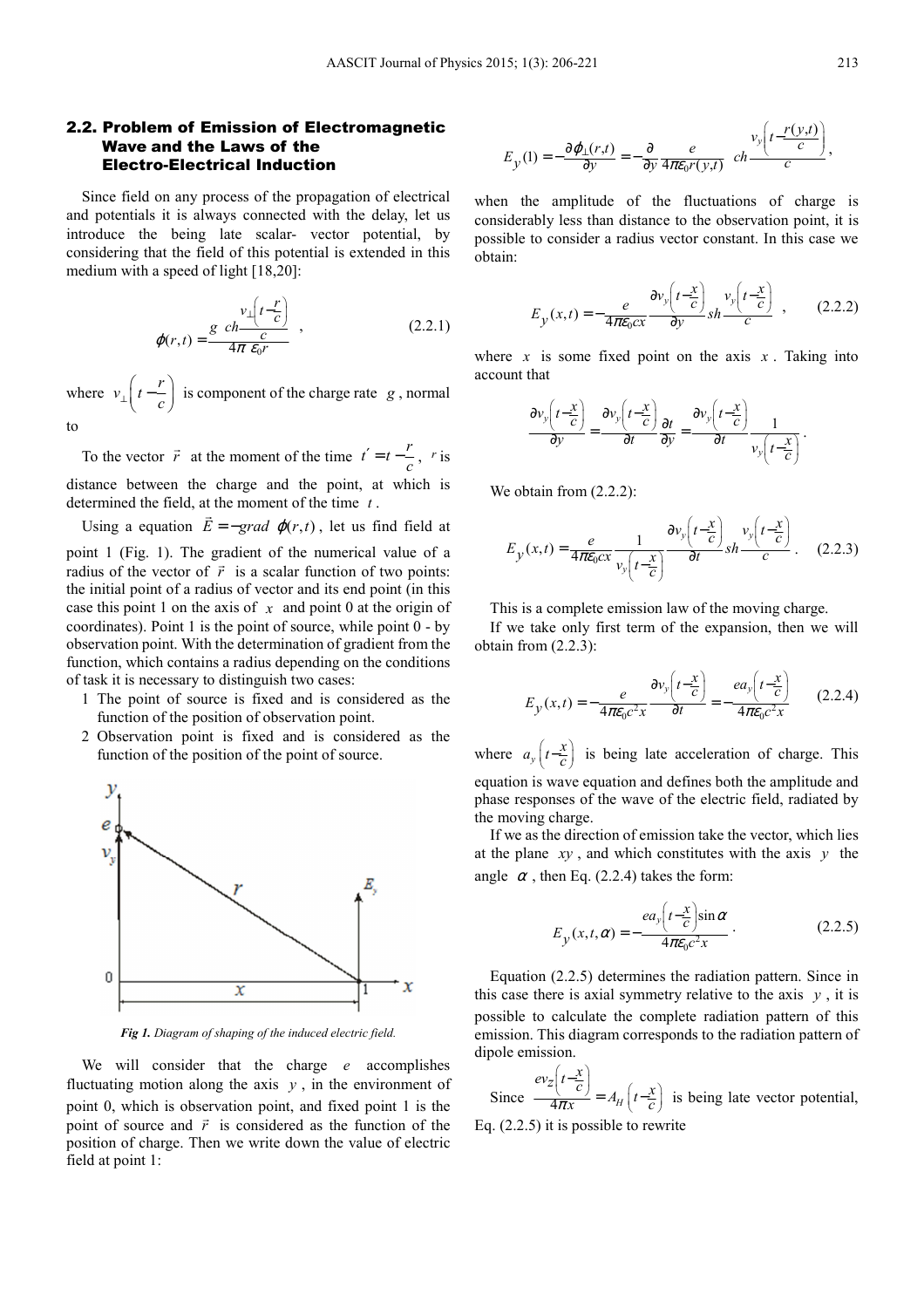### 2.2. Problem of Emission of Electromagnetic Wave and the Laws of the Electro-Electrical Induction

Since field on any process of the propagation of electrical and potentials it is always connected with the delay, let us introduce the being late scalar- vector potential, by considering that the field of this potential is extended in this medium with a speed of light [18,20]:

$$\varphi(r,t) = \frac{g \ ch\dfrac{v_{\perp}\left(t-\dfrac{r}{c}\right)}{c}}{4\pi \ \varepsilon_0 r} \ , \tag{2.2.1}$$

where $v_{\perp}\left(t-\dfrac{r}{c}\right)$ is component of the charge rate $g$, normal to

To the vector $\vec{r}$ at the moment of the time $t' = t - \dfrac{r}{c}$, $r$ is distance between the charge and the point, at which is determined the field, at the moment of the time $t$.

Using a equation $\vec{E} = -grad \ \varphi(r,t)$, let us find field at point 1 (Fig. 1). The gradient of the numerical value of a radius of the vector of $\vec{r}$ is a scalar function of two points: the initial point of a radius of vector and its end point (in this case this point 1 on the axis of $x$ and point 0 at the origin of coordinates). Point 1 is the point of source, while point 0 - by observation point. With the determination of gradient from the function, which contains a radius depending on the conditions of task it is necessary to distinguish two cases:

1. The point of source is fixed and is considered as the function of the position of observation point.
2. Observation point is fixed and is considered as the function of the position of the point of source.

*Fig 1. Diagram of shaping of the induced electric field.*

We will consider that the charge $e$ accomplishes fluctuating motion along the axis $y$, in the environment of point 0, which is observation point, and fixed point 1 is the point of source and $\vec{r}$ is considered as the function of the position of charge. Then we write down the value of electric field at point 1:

$$E_y(1) = -\frac{\partial \varphi_{\perp}(r,t)}{\partial y} = -\frac{\partial}{\partial y}\frac{e}{4\pi\varepsilon_0 r(y,t)} \ ch\frac{v_y\left(t-\dfrac{r(y,t)}{c}\right)}{c},$$

when the amplitude of the fluctuations of charge is considerably less than distance to the observation point, it is possible to consider a radius vector constant. In this case we obtain:

$$E_y(x,t) = -\frac{e}{4\pi\varepsilon_0 cx}\frac{\partial v_y\left(t-\frac{x}{c}\right)}{\partial y} sh\frac{v_y\left(t-\frac{x}{c}\right)}{c} \ , \tag{2.2.2}$$

where $x$ is some fixed point on the axis $x$. Taking into account that

$$\frac{\partial v_y\left(t-\frac{x}{c}\right)}{\partial y} = \frac{\partial v_y\left(t-\frac{x}{c}\right)}{\partial t}\frac{\partial t}{\partial y} = \frac{\partial v_y\left(t-\frac{x}{c}\right)}{\partial t}\frac{1}{v_y\left(t-\frac{x}{c}\right)}.$$

We obtain from (2.2.2):

$$E_y(x,t) = \frac{e}{4\pi\varepsilon_0 cx}\frac{1}{v_y\left(t-\frac{x}{c}\right)}\frac{\partial v_y\left(t-\frac{x}{c}\right)}{\partial t} sh\frac{v_y\left(t-\frac{x}{c}\right)}{c}. \tag{2.2.3}$$

This is a complete emission law of the moving charge.

If we take only first term of the expansion, then we will obtain from (2.2.3):

$$E_y(x,t) = -\frac{e}{4\pi\varepsilon_0 c^2 x}\frac{\partial v_y\left(t-\frac{x}{c}\right)}{\partial t} = -\frac{ea_y\left(t-\frac{x}{c}\right)}{4\pi\varepsilon_0 c^2 x} \tag{2.2.4}$$

where $a_y\left(t-\frac{x}{c}\right)$ is being late acceleration of charge. This equation is wave equation and defines both the amplitude and phase responses of the wave of the electric field, radiated by the moving charge.

If we as the direction of emission take the vector, which lies at the plane $xy$, and which constitutes with the axis $y$ the angle $\alpha$, then Eq. (2.2.4) takes the form:

$$E_y(x,t,\alpha) = -\frac{ea_y\left(t-\frac{x}{c}\right)\sin\alpha}{4\pi\varepsilon_0 c^2 x}. \tag{2.2.5}$$

Equation (2.2.5) determines the radiation pattern. Since in this case there is axial symmetry relative to the axis $y$, it is possible to calculate the complete radiation pattern of this emission. This diagram corresponds to the radiation pattern of dipole emission.

Since $\dfrac{ev_z\left(t-\frac{x}{c}\right)}{4\pi x} = A_H\left(t-\frac{x}{c}\right)$ is being late vector potential, Eq. (2.2.5) it is possible to rewrite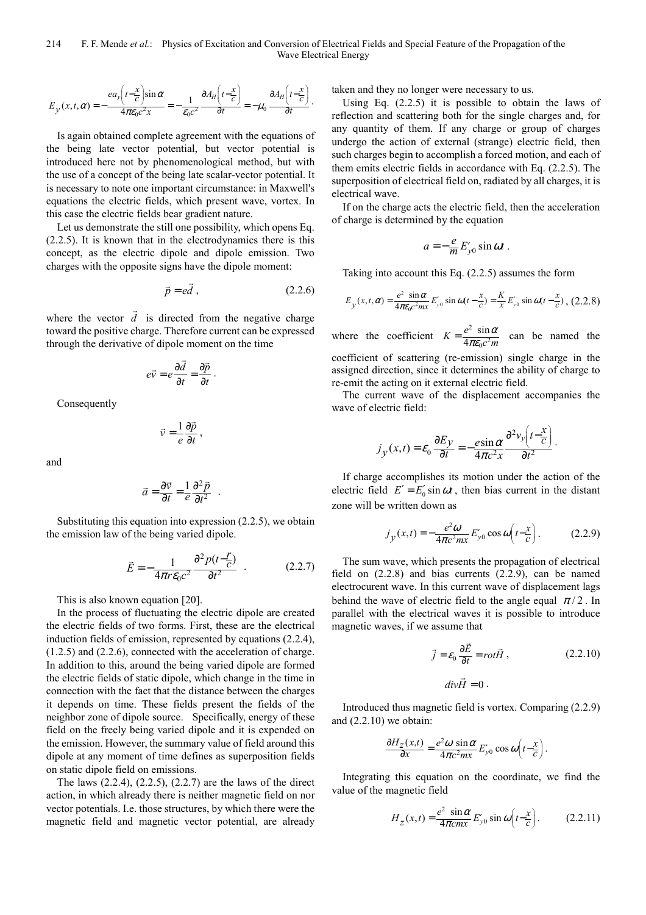$$E_y(x,t,\alpha) = -\frac{ea_y\left(t-\frac{x}{c}\right)\sin\alpha}{4\pi\varepsilon_0 c^2 x} = -\frac{1}{\varepsilon_0 c^2}\frac{\partial A_H\left(t-\frac{x}{c}\right)}{\partial t} = -\mu_0\frac{\partial A_H\left(t-\frac{x}{c}\right)}{\partial t}.$$

Is again obtained complete agreement with the equations of the being late vector potential, but vector potential is introduced here not by phenomenological method, but with the use of a concept of the being late scalar-vector potential. It is necessary to note one important circumstance: in Maxwell's equations the electric fields, which present wave, vortex. In this case the electric fields bear gradient nature.

Let us demonstrate the still one possibility, which opens Eq. (2.2.5). It is known that in the electrodynamics there is this concept, as the electric dipole and dipole emission. Two charges with the opposite signs have the dipole moment:

$$\vec{p} = e\vec{d}\,, \tag{2.2.6}$$

where the vector $\vec{d}$ is directed from the negative charge toward the positive charge. Therefore current can be expressed through the derivative of dipole moment on the time

$$e\vec{v} = e\frac{\partial\vec{d}}{\partial t} = \frac{\partial\vec{p}}{\partial t}.$$

Consequently

$$\vec{v} = \frac{1}{e}\frac{\partial\vec{p}}{\partial t},$$

and

$$\vec{a} = \frac{\partial\vec{v}}{\partial t} = \frac{1}{e}\frac{\partial^2\vec{p}}{\partial t^2}.$$

Substituting this equation into expression (2.2.5), we obtain the emission law of the being varied dipole.

$$\vec{E} = -\frac{1}{4\pi r\varepsilon_0 c^2}\frac{\partial^2 p(t-\frac{r}{c})}{\partial t^2}. \tag{2.2.7}$$

This is also known equation [20].

In the process of fluctuating the electric dipole are created the electric fields of two forms. First, these are the electrical induction fields of emission, represented by equations (2.2.4), (1.2.5) and (2.2.6), connected with the acceleration of charge. In addition to this, around the being varied dipole are formed the electric fields of static dipole, which change in the time in connection with the fact that the distance between the charges it depends on time. These fields present the fields of the neighbor zone of dipole source. Specifically, energy of these field on the freely being varied dipole and it is expended on the emission. However, the summary value of field around this dipole at any moment of time defines as superposition fields on static dipole field on emissions.

The laws (2.2.4), (2.2.5), (2.2.7) are the laws of the direct action, in which already there is neither magnetic field nor vector potentials. I.e. those structures, by which there were the magnetic field and magnetic vector potential, are already taken and they no longer were necessary to us.

Using Eq. (2.2.5) it is possible to obtain the laws of reflection and scattering both for the single charges and, for any quantity of them. If any charge or group of charges undergo the action of external (strange) electric field, then such charges begin to accomplish a forced motion, and each of them emits electric fields in accordance with Eq. (2.2.5). The superposition of electrical field on, radiated by all charges, it is electrical wave.

If on the charge acts the electric field, then the acceleration of charge is determined by the equation

$$a = -\frac{e}{m}E'_{y0}\sin\omega t\,.$$

Taking into account this Eq. (2.2.5) assumes the form

$$E_y(x,t,\alpha) = \frac{e^2\sin\alpha}{4\pi\varepsilon_0 c^2 mx}E'_{y0}\sin\omega(t-\frac{x}{c}) = \frac{K}{x}E'_{y0}\sin\omega(t-\frac{x}{c}), \tag{2.2.8}$$

where the coefficient $K = \frac{e^2\sin\alpha}{4\pi\varepsilon_0 c^2 m}$ can be named the coefficient of scattering (re-emission) single charge in the assigned direction, since it determines the ability of charge to re-emit the acting on it external electric field.

The current wave of the displacement accompanies the wave of electric field:

$$j_y(x,t) = \varepsilon_0\frac{\partial E_y}{\partial t} = -\frac{e\sin\alpha}{4\pi c^2 x}\frac{\partial^2 v_y\left(t-\frac{x}{c}\right)}{\partial t^2}.$$

If charge accomplishes its motion under the action of the electric field $E' = E'_0\sin\omega t$, then bias current in the distant zone will be written down as

$$j_y(x,t) = -\frac{e^2\omega}{4\pi c^2 mx}E'_{y0}\cos\omega\left(t-\frac{x}{c}\right). \tag{2.2.9}$$

The sum wave, which presents the propagation of electrical field on (2.2.8) and bias currents (2.2.9), can be named electrocurent wave. In this current wave of displacement lags behind the wave of electric field to the angle equal $\pi/2$. In parallel with the electrical waves it is possible to introduce magnetic waves, if we assume that

$$\vec{j} = \varepsilon_0\frac{\partial\vec{E}}{\partial t} = rot\vec{H}\,, \tag{2.2.10}$$

$$div\vec{H} = 0\,.$$

Introduced thus magnetic field is vortex. Comparing (2.2.9) and (2.2.10) we obtain:

$$\frac{\partial H_z(x,t)}{\partial x} = \frac{e^2\omega\sin\alpha}{4\pi c^2 mx}E'_{y0}\cos\omega\left(t-\frac{x}{c}\right).$$

Integrating this equation on the coordinate, we find the value of the magnetic field

$$H_z(x,t) = \frac{e^2\sin\alpha}{4\pi cmx}E'_{y0}\sin\omega\left(t-\frac{x}{c}\right). \tag{2.2.11}$$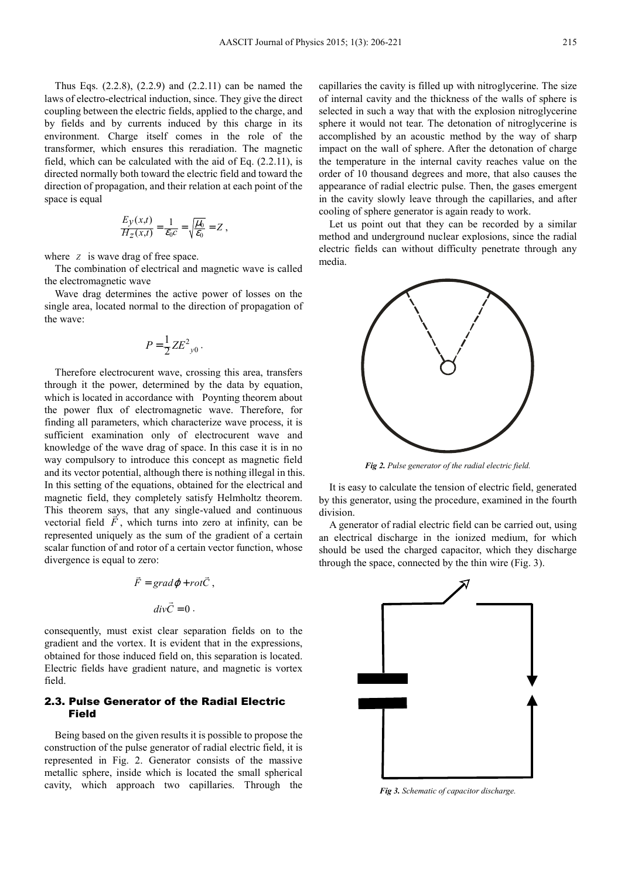Thus Eqs. (2.2.8), (2.2.9) and (2.2.11) can be named the laws of electro-electrical induction, since. They give the direct coupling between the electric fields, applied to the charge, and by fields and by currents induced by this charge in its environment. Charge itself comes in the role of the transformer, which ensures this reradiation. The magnetic field, which can be calculated with the aid of Eq. (2.2.11), is directed normally both toward the electric field and toward the direction of propagation, and their relation at each point of the space is equal

$$\frac{E_y(x,t)}{H_z(x,t)} = \frac{1}{\varepsilon_0 c} = \sqrt{\frac{\mu_0}{\varepsilon_0}} = Z\,,$$

where $Z$ is wave drag of free space.

The combination of electrical and magnetic wave is called the electromagnetic wave

Wave drag determines the active power of losses on the single area, located normal to the direction of propagation of the wave:

$$P = \frac{1}{2} Z E^2_{y0}\,.$$

Therefore electrocurent wave, crossing this area, transfers through it the power, determined by the data by equation, which is located in accordance with Poynting theorem about the power flux of electromagnetic wave. Therefore, for finding all parameters, which characterize wave process, it is sufficient examination only of electrocurent wave and knowledge of the wave drag of space. In this case it is in no way compulsory to introduce this concept as magnetic field and its vector potential, although there is nothing illegal in this. In this setting of the equations, obtained for the electrical and magnetic field, they completely satisfy Helmholtz theorem. This theorem says, that any single-valued and continuous vectorial field $\vec{F}$, which turns into zero at infinity, can be represented uniquely as the sum of the gradient of a certain scalar function of and rotor of a certain vector function, whose divergence is equal to zero:

$$\vec{F} = grad\,\varphi + rot\vec{C}\,,$$

$$div\vec{C} = 0\,.$$

consequently, must exist clear separation fields on to the gradient and the vortex. It is evident that in the expressions, obtained for those induced field on, this separation is located. Electric fields have gradient nature, and magnetic is vortex field.

## 2.3. Pulse Generator of the Radial Electric Field

Being based on the given results it is possible to propose the construction of the pulse generator of radial electric field, it is represented in Fig. 2. Generator consists of the massive metallic sphere, inside which is located the small spherical cavity, which approach two capillaries. Through the capillaries the cavity is filled up with nitroglycerine. The size of internal cavity and the thickness of the walls of sphere is selected in such a way that with the explosion nitroglycerine sphere it would not tear. The detonation of nitroglycerine is accomplished by an acoustic method by the way of sharp impact on the wall of sphere. After the detonation of charge the temperature in the internal cavity reaches value on the order of 10 thousand degrees and more, that also causes the appearance of radial electric pulse. Then, the gases emergent in the cavity slowly leave through the capillaries, and after cooling of sphere generator is again ready to work.

Let us point out that they can be recorded by a similar method and underground nuclear explosions, since the radial electric fields can without difficulty penetrate through any media.

*Fig 2. Pulse generator of the radial electric field.*

It is easy to calculate the tension of electric field, generated by this generator, using the procedure, examined in the fourth division.

A generator of radial electric field can be carried out, using an electrical discharge in the ionized medium, for which should be used the charged capacitor, which they discharge through the space, connected by the thin wire (Fig. 3).

*Fig 3. Schematic of capacitor discharge.*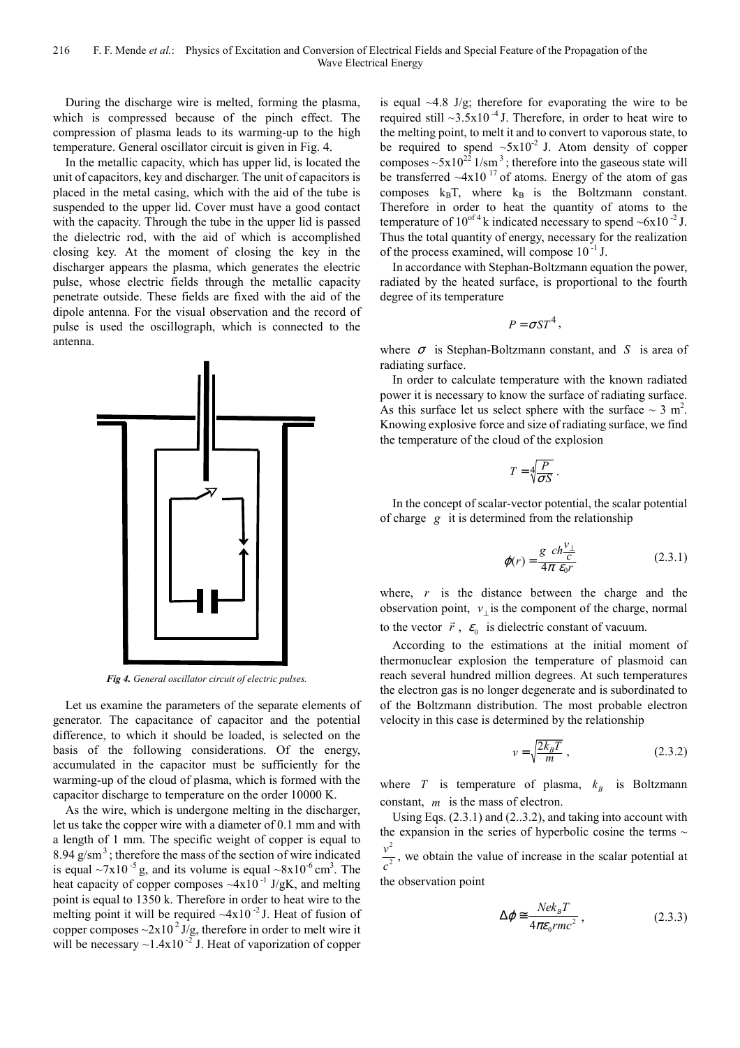During the discharge wire is melted, forming the plasma, which is compressed because of the pinch effect. The compression of plasma leads to its warming-up to the high temperature. General oscillator circuit is given in Fig. 4.

In the metallic capacity, which has upper lid, is located the unit of capacitors, key and discharger. The unit of capacitors is placed in the metal casing, which with the aid of the tube is suspended to the upper lid. Cover must have a good contact with the capacity. Through the tube in the upper lid is passed the dielectric rod, with the aid of which is accomplished closing key. At the moment of closing the key in the discharger appears the plasma, which generates the electric pulse, whose electric fields through the metallic capacity penetrate outside. These fields are fixed with the aid of the dipole antenna. For the visual observation and the record of pulse is used the oscillograph, which is connected to the antenna.

*Fig 4. General oscillator circuit of electric pulses.*

Let us examine the parameters of the separate elements of generator. The capacitance of capacitor and the potential difference, to which it should be loaded, is selected on the basis of the following considerations. Of the energy, accumulated in the capacitor must be sufficiently for the warming-up of the cloud of plasma, which is formed with the capacitor discharge to temperature on the order 10000 K.

As the wire, which is undergone melting in the discharger, let us take the copper wire with a diameter of 0.1 mm and with a length of 1 mm. The specific weight of copper is equal to 8.94 g/sm$^3$; therefore the mass of the section of wire indicated is equal ~7x10$^{-5}$ g, and its volume is equal ~8x10$^{-6}$ cm$^3$. The heat capacity of copper composes ~4x10$^{-1}$ J/gK, and melting point is equal to 1350 k. Therefore in order to heat wire to the melting point it will be required ~4x10$^{-2}$ J. Heat of fusion of copper composes ~2x10$^2$ J/g, therefore in order to melt wire it will be necessary ~1.4x10$^{-2}$ J. Heat of vaporization of copper is equal ~4.8 J/g; therefore for evaporating the wire to be required still ~3.5x10$^{-4}$ J. Therefore, in order to heat wire to the melting point, to melt it and to convert to vaporous state, to be required to spend ~5x10$^{-2}$ J. Atom density of copper composes ~5x10$^{22}$ 1/sm$^3$; therefore into the gaseous state will be transferred ~4x10$^{17}$ of atoms. Energy of the atom of gas composes $k_BT$, where $k_B$ is the Boltzmann constant. Therefore in order to heat the quantity of atoms to the temperature of 10$^{\text{of }4}$ k indicated necessary to spend ~6x10$^{-2}$ J. Thus the total quantity of energy, necessary for the realization of the process examined, will compose 10$^{-1}$ J.

In accordance with Stephan-Boltzmann equation the power, radiated by the heated surface, is proportional to the fourth degree of its temperature

$$P = \sigma S T^4,$$

where $\sigma$ is Stephan-Boltzmann constant, and $S$ is area of radiating surface.

In order to calculate temperature with the known radiated power it is necessary to know the surface of radiating surface. As this surface let us select sphere with the surface ~ 3 m$^2$. Knowing explosive force and size of radiating surface, we find the temperature of the cloud of the explosion

$$T = \sqrt[4]{\frac{P}{\sigma S}}.$$

In the concept of scalar-vector potential, the scalar potential of charge $g$ it is determined from the relationship

$$\varphi(r) = \frac{g \; ch\frac{v_\perp}{c}}{4\pi\,\varepsilon_0 r} \tag{2.3.1}$$

where, $r$ is the distance between the charge and the observation point, $v_\perp$ is the component of the charge, normal to the vector $\vec{r}$, $\varepsilon_0$ is dielectric constant of vacuum.

According to the estimations at the initial moment of thermonuclear explosion the temperature of plasmoid can reach several hundred million degrees. At such temperatures the electron gas is no longer degenerate and is subordinated to of the Boltzmann distribution. The most probable electron velocity in this case is determined by the relationship

$$v = \sqrt{\frac{2k_BT}{m}}, \tag{2.3.2}$$

where $T$ is temperature of plasma, $k_B$ is Boltzmann constant, $m$ is the mass of electron.

Using Eqs. (2.3.1) and (2..3.2), and taking into account with the expansion in the series of hyperbolic cosine the terms ~ $\frac{v^2}{c^2}$, we obtain the value of increase in the scalar potential at the observation point

$$\Delta\varphi \cong \frac{Nek_BT}{4\pi\varepsilon_0 rmc^2}, \tag{2.3.3}$$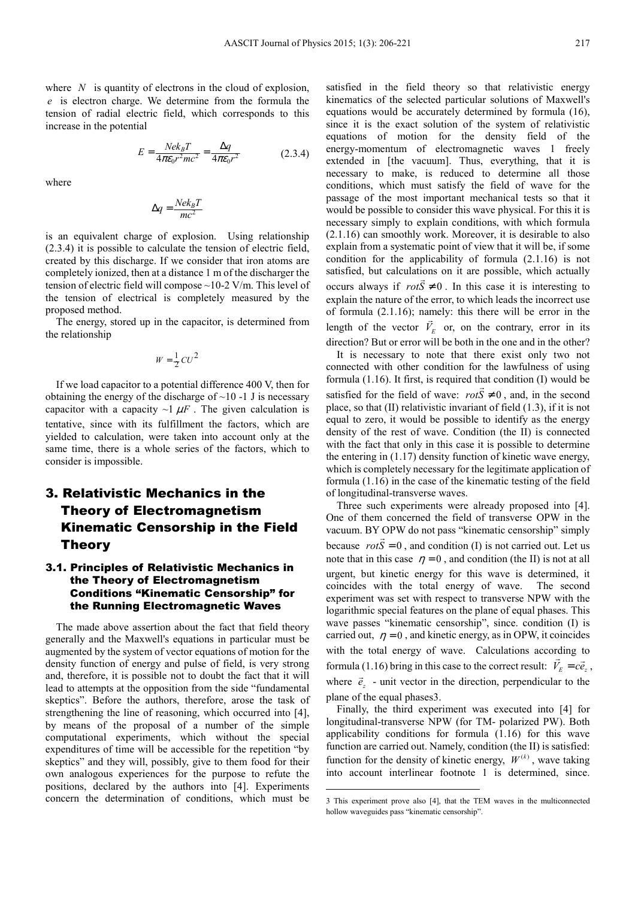where $N$ is quantity of electrons in the cloud of explosion, $e$ is electron charge. We determine from the formula the tension of radial electric field, which corresponds to this increase in the potential

$$E = \frac{Nek_BT}{4\pi\varepsilon_0 r^2 mc^2} = \frac{\Delta q}{4\pi\varepsilon_0 r^2} \qquad (2.3.4)$$

where

$$\Delta q = \frac{Nek_BT}{mc^2}$$

is an equivalent charge of explosion. Using relationship (2.3.4) it is possible to calculate the tension of electric field, created by this discharge. If we consider that iron atoms are completely ionized, then at a distance 1 m of the discharger the tension of electric field will compose ~10-2 V/m. This level of the tension of electrical is completely measured by the proposed method.

The energy, stored up in the capacitor, is determined from the relationship

$$W = \frac{1}{2}CU^2$$

If we load capacitor to a potential difference 400 V, then for obtaining the energy of the discharge of ~10 -1 J is necessary capacitor with a capacity ~1 $\mu F$. The given calculation is tentative, since with its fulfillment the factors, which are yielded to calculation, were taken into account only at the same time, there is a whole series of the factors, which to consider is impossible.

# 3. Relativistic Mechanics in the Theory of Electromagnetism Kinematic Censorship in the Field Theory

## 3.1. Principles of Relativistic Mechanics in the Theory of Electromagnetism Conditions "Kinematic Censorship" for the Running Electromagnetic Waves

The made above assertion about the fact that field theory generally and the Maxwell's equations in particular must be augmented by the system of vector equations of motion for the density function of energy and pulse of field, is very strong and, therefore, it is possible not to doubt the fact that it will lead to attempts at the opposition from the side "fundamental skeptics". Before the authors, therefore, arose the task of strengthening the line of reasoning, which occurred into [4], by means of the proposal of a number of the simple computational experiments, which without the special expenditures of time will be accessible for the repetition "by skeptics" and they will, possibly, give to them food for their own analogous experiences for the purpose to refute the positions, declared by the authors into [4]. Experiments concern the determination of conditions, which must be satisfied in the field theory so that relativistic energy kinematics of the selected particular solutions of Maxwell's equations would be accurately determined by formula (16), since it is the exact solution of the system of relativistic equations of motion for the density field of the energy-momentum of electromagnetic waves 1 freely extended in [the vacuum]. Thus, everything, that it is necessary to make, is reduced to determine all those conditions, which must satisfy the field of wave for the passage of the most important mechanical tests so that it would be possible to consider this wave physical. For this it is necessary simply to explain conditions, with which formula (2.1.16) can smoothly work. Moreover, it is desirable to also explain from a systematic point of view that it will be, if some condition for the applicability of formula (2.1.16) is not satisfied, but calculations on it are possible, which actually occurs always if $rot\vec{S} \neq 0$. In this case it is interesting to explain the nature of the error, to which leads the incorrect use of formula (2.1.16); namely: this there will be error in the length of the vector $\vec{V}_E$ or, on the contrary, error in its direction? But or error will be both in the one and in the other?

It is necessary to note that there exist only two not connected with other condition for the lawfulness of using formula (1.16). It first, is required that condition (I) would be satisfied for the field of wave: $rot\vec{S} \neq 0$, and, in the second place, so that (II) relativistic invariant of field (1.3), if it is not equal to zero, it would be possible to identify as the energy density of the rest of wave. Condition (the II) is connected with the fact that only in this case it is possible to determine the entering in (1.17) density function of kinetic wave energy, which is completely necessary for the legitimate application of formula (1.16) in the case of the kinematic testing of the field of longitudinal-transverse waves.

Three such experiments were already proposed into [4]. One of them concerned the field of transverse OPW in the vacuum. BY OPW do not pass "kinematic censorship" simply because $rot\vec{S} = 0$, and condition (I) is not carried out. Let us note that in this case $\eta = 0$, and condition (the II) is not at all urgent, but kinetic energy for this wave is determined, it coincides with the total energy of wave. The second experiment was set with respect to transverse NPW with the logarithmic special features on the plane of equal phases. This wave passes "kinematic censorship", since. condition (I) is carried out, $\eta = 0$, and kinetic energy, as in OPW, it coincides with the total energy of wave. Calculations according to formula (1.16) bring in this case to the correct result: $\vec{V}_E = c\vec{e}_z$, where $\vec{e}_z$ - unit vector in the direction, perpendicular to the plane of the equal phases3.

Finally, the third experiment was executed into [4] for longitudinal-transverse NPW (for TM- polarized PW). Both applicability conditions for formula (1.16) for this wave function are carried out. Namely, condition (the II) is satisfied: function for the density of kinetic energy, $W^{(k)}$, wave taking into account interlinear footnote 1 is determined, since.

---

3 This experiment prove also [4], that the TEM waves in the multiconnected hollow waveguides pass "kinematic censorship".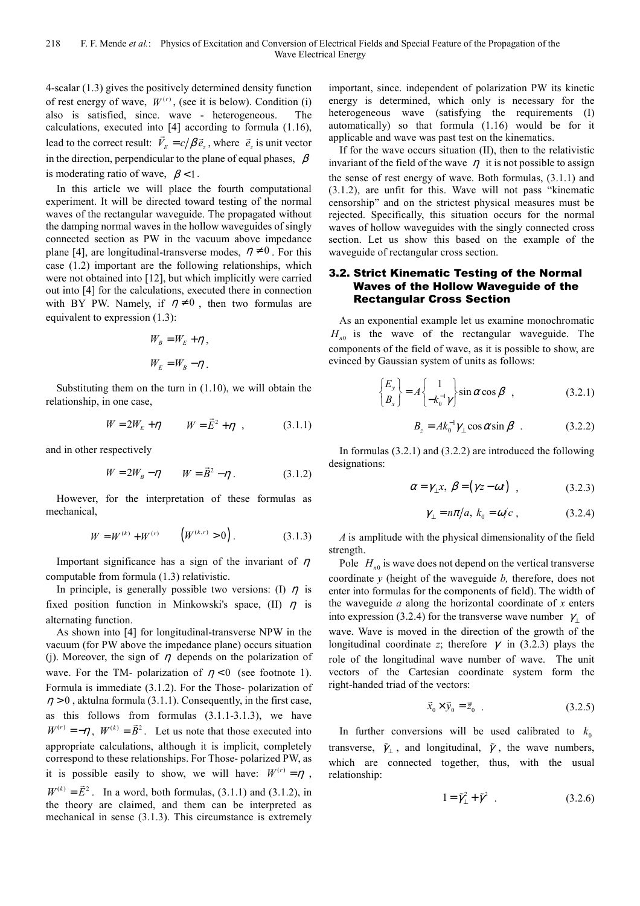4-scalar (1.3) gives the positively determined density function of rest energy of wave, $W^{(r)}$, (see it is below). Condition (i) also is satisfied, since. wave - heterogeneous. The calculations, executed into [4] according to formula (1.16), lead to the correct result: $\vec{V}_E = c/\beta \vec{e}_z$, where $\vec{e}_z$ is unit vector in the direction, perpendicular to the plane of equal phases, $\beta$ is moderating ratio of wave, $\beta < 1$.

In this article we will place the fourth computational experiment. It will be directed toward testing of the normal waves of the rectangular waveguide. The propagated without the damping normal waves in the hollow waveguides of singly connected section as PW in the vacuum above impedance plane [4], are longitudinal-transverse modes, $\eta \neq 0$. For this case (1.2) important are the following relationships, which were not obtained into [12], but which implicitly were carried out into [4] for the calculations, executed there in connection with BY PW. Namely, if $\eta \neq 0$, then two formulas are equivalent to expression (1.3):

$$W_B = W_E + \eta,$$

$$W_E = W_B - \eta.$$

Substituting them on the turn in (1.10), we will obtain the relationship, in one case,

$$W = 2W_E + \eta \qquad W = \vec{E}^2 + \eta \quad, \tag{3.1.1}$$

and in other respectively

$$W = 2W_B - \eta \qquad W = \vec{B}^2 - \eta \,. \tag{3.1.2}$$

However, for the interpretation of these formulas as mechanical,

$$W = W^{(k)} + W^{(r)} \qquad \left(W^{(k,r)} > 0\right). \tag{3.1.3}$$

Important significance has a sign of the invariant of $\eta$ computable from formula (1.3) relativistic.

In principle, is generally possible two versions: (I) $\eta$ is fixed position function in Minkowski's space, (II) $\eta$ is alternating function.

As shown into [4] for longitudinal-transverse NPW in the vacuum (for PW above the impedance plane) occurs situation (j). Moreover, the sign of $\eta$ depends on the polarization of wave. For the TM- polarization of $\eta < 0$ (see footnote 1). Formula is immediate (3.1.2). For the Those- polarization of $\eta > 0$, aktulna formula (3.1.1). Consequently, in the first case, as this follows from formulas (3.1.1-3.1.3), we have $W^{(r)} = -\eta$, $W^{(k)} = \vec{B}^2$. Let us note that those executed into appropriate calculations, although it is implicit, completely correspond to these relationships. For Those- polarized PW, as it is possible easily to show, we will have: $W^{(r)} = \eta$, $W^{(k)} = \vec{E}^2$. In a word, both formulas, (3.1.1) and (3.1.2), in the theory are claimed, and them can be interpreted as mechanical in sense (3.1.3). This circumstance is extremely important, since. independent of polarization PW its kinetic energy is determined, which only is necessary for the heterogeneous wave (satisfying the requirements (I) automatically) so that formula (1.16) would be for it applicable and wave was past test on the kinematics.

If for the wave occurs situation (II), then to the relativistic invariant of the field of the wave $\eta$ it is not possible to assign the sense of rest energy of wave. Both formulas, (3.1.1) and (3.1.2), are unfit for this. Wave will not pass "kinematic censorship" and on the strictest physical measures must be rejected. Specifically, this situation occurs for the normal waves of hollow waveguides with the singly connected cross section. Let us show this based on the example of the waveguide of rectangular cross section.

### 3.2. Strict Kinematic Testing of the Normal Waves of the Hollow Waveguide of the Rectangular Cross Section

As an exponential example let us examine monochromatic $H_{n0}$ is the wave of the rectangular waveguide. The components of the field of wave, as it is possible to show, are evinced by Gaussian system of units as follows:

$$\begin{Bmatrix} E_y \\ B_x \end{Bmatrix} = A \begin{Bmatrix} 1 \\ -k_0^{-1}\gamma \end{Bmatrix} \sin\alpha \cos\beta \quad, \tag{3.2.1}$$

$$B_z = A k_0^{-1} \gamma_\perp \cos\alpha \sin\beta \quad. \tag{3.2.2}$$

In formulas (3.2.1) and (3.2.2) are introduced the following designations:

$$\alpha = \gamma_\perp x,\ \beta = \left(\gamma z - \omega t\right) \quad, \tag{3.2.3}$$

$$\gamma_\perp = n\pi/a,\ k_0 = \omega/c \,, \tag{3.2.4}$$

$A$ is amplitude with the physical dimensionality of the field strength.

Pole $H_{n0}$ is wave does not depend on the vertical transverse coordinate $y$ (height of the waveguide $b$, therefore, does not enter into formulas for the components of field). The width of the waveguide $a$ along the horizontal coordinate of $x$ enters into expression (3.2.4) for the transverse wave number $\gamma_\perp$ of wave. Wave is moved in the direction of the growth of the longitudinal coordinate $z$; therefore $\gamma$ in (3.2.3) plays the role of the longitudinal wave number of wave. The unit vectors of the Cartesian coordinate system form the right-handed triad of the vectors:

$$\vec{x}_0 \times \vec{y}_0 = \vec{z}_0 \quad. \tag{3.2.5}$$

In further conversions will be used calibrated to $k_0$ transverse, $\tilde{\gamma}_\perp$, and longitudinal, $\tilde{\gamma}$, the wave numbers, which are connected together, thus, with the usual relationship:

$$1 = \tilde{\gamma}_\perp^2 + \tilde{\gamma}^2 \quad. \tag{3.2.6}$$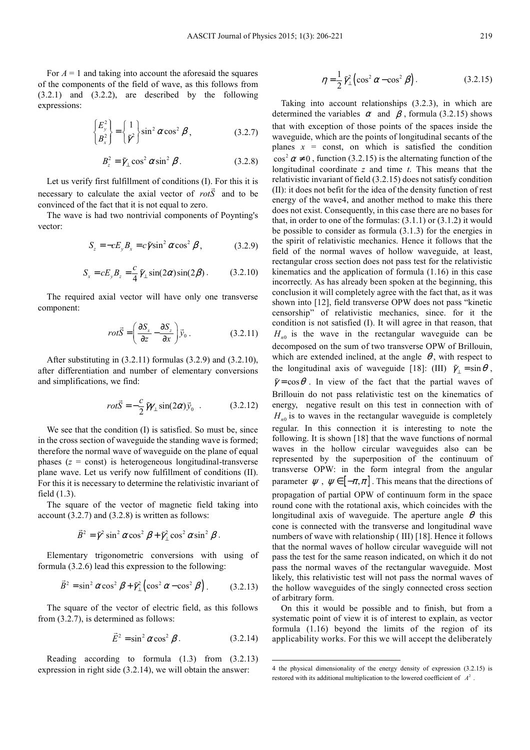For $A = 1$ and taking into account the aforesaid the squares of the components of the field of wave, as this follows from (3.2.1) and (3.2.2), are described by the following expressions:

$$\begin{Bmatrix} E_y^2 \\ B_x^2 \end{Bmatrix} = \begin{Bmatrix} 1 \\ \tilde{\gamma}^2 \end{Bmatrix} \sin^2\alpha\cos^2\beta, \qquad (3.2.7)$$

$$B_z^2 = \tilde{\gamma}_\perp \cos^2\alpha \sin^2\beta. \qquad (3.2.8)$$

Let us verify first fulfillment of conditions (I). For this it is necessary to calculate the axial vector of $rot\vec{S}$ and to be convinced of the fact that it is not equal to zero.

The wave is had two nontrivial components of Poynting's vector:

$$S_z = -cE_y B_x = c\tilde{\gamma}\sin^2\alpha\cos^2\beta, \qquad (3.2.9)$$

$$S_x = cE_y B_z = \frac{c}{4}\tilde{\gamma}_\perp \sin(2\alpha)\sin(2\beta). \qquad (3.2.10)$$

The required axial vector will have only one transverse component:

$$rot\vec{S} = \left(\frac{\partial S_x}{\partial z} - \frac{\partial S_z}{\partial x}\right)\vec{y}_0. \qquad (3.2.11)$$

After substituting in (3.2.11) formulas (3.2.9) and (3.2.10), after differentiation and number of elementary conversions and simplifications, we find:

$$rot\vec{S} = -\frac{c}{2}\tilde{\gamma}\gamma_\perp \sin(2\alpha)\vec{y}_0. \qquad (3.2.12)$$

We see that the condition (I) is satisfied. So must be, since in the cross section of waveguide the standing wave is formed; therefore the normal wave of waveguide on the plane of equal phases ($z$ = const) is heterogeneous longitudinal-transverse plane wave. Let us verify now fulfillment of conditions (II). For this it is necessary to determine the relativistic invariant of field (1.3).

The square of the vector of magnetic field taking into account (3.2.7) and (3.2.8) is written as follows:

$$\vec{B}^2 = \tilde{\gamma}^2 \sin^2\alpha\cos^2\beta + \tilde{\gamma}_\perp^2 \cos^2\alpha\sin^2\beta.$$

Elementary trigonometric conversions with using of formula (3.2.6) lead this expression to the following:

$$\vec{B}^2 = \sin^2\alpha\cos^2\beta + \tilde{\gamma}_\perp^2\left(\cos^2\alpha - \cos^2\beta\right). \qquad (3.2.13)$$

The square of the vector of electric field, as this follows from (3.2.7), is determined as follows:

$$\vec{E}^2 = \sin^2\alpha\cos^2\beta. \qquad (3.2.14)$$

Reading according to formula (1.3) from (3.2.13) expression in right side (3.2.14), we will obtain the answer:

$$\eta = \frac{1}{2}\tilde{\gamma}_\perp^2\left(\cos^2\alpha - \cos^2\beta\right). \qquad (3.2.15)$$

Taking into account relationships (3.2.3), in which are determined the variables $\alpha$ and $\beta$, formula (3.2.15) shows that with exception of those points of the spaces inside the waveguide, which are the points of longitudinal secants of the planes $x$ = const, on which is satisfied the condition $\cos^2\alpha \neq 0$, function (3.2.15) is the alternating function of the longitudinal coordinate $z$ and time $t$. This means that the relativistic invariant of field (3.2.15) does not satisfy condition (II): it does not befit for the idea of the density function of rest energy of the wave[4], and another method to make this there does not exist. Consequently, in this case there are no bases for that, in order to one of the formulas: (3.1.1) or (3.1.2) it would be possible to consider as formula (3.1.3) for the energies in the spirit of relativistic mechanics. Hence it follows that the field of the normal waves of hollow waveguide, at least, rectangular cross section does not pass test for the relativistic kinematics and the application of formula (1.16) in this case incorrectly. As has already been spoken at the beginning, this conclusion it will completely agree with the fact that, as it was shown into [12], field transverse OPW does not pass "kinetic censorship" of relativistic mechanics, since. for it the condition is not satisfied (I). It will agree in that reason, that $H_{n0}$ is the wave in the rectangular waveguide can be decomposed on the sum of two transverse OPW of Brillouin, which are extended inclined, at the angle $\theta$, with respect to the longitudinal axis of waveguide [18]: (III) $\tilde{\gamma}_\perp = \sin\theta$, $\tilde{\gamma} = \cos\theta$. In view of the fact that the partial waves of Brillouin do not pass relativistic test on the kinematics of energy, negative result on this test in connection with of $H_{n0}$ is to waves in the rectangular waveguide is completely regular. In this connection it is interesting to note the following. It is shown [18] that the wave functions of normal waves in the hollow circular waveguides also can be represented by the superposition of the continuum of transverse OPW: in the form integral from the angular parameter $\psi$, $\psi \in [-\pi, \pi]$. This means that the directions of propagation of partial OPW of continuum form in the space round cone with the rotational axis, which coincides with the longitudinal axis of waveguide. The aperture angle $\theta$ this cone is connected with the transverse and longitudinal wave numbers of wave with relationship ( III) [18]. Hence it follows that the normal waves of hollow circular waveguide will not pass the test for the same reason indicated, on which it do not pass the normal waves of the rectangular waveguide. Most likely, this relativistic test will not pass the normal waves of the hollow waveguides of the singly connected cross section of arbitrary form.

On this it would be possible and to finish, but from a systematic point of view it is of interest to explain, as vector formula (1.16) beyond the limits of the region of its applicability works. For this we will accept the deliberately

---

[4] the physical dimensionality of the energy density of expression (3.2.15) is restored with its additional multiplication to the lowered coefficient of $A^2$.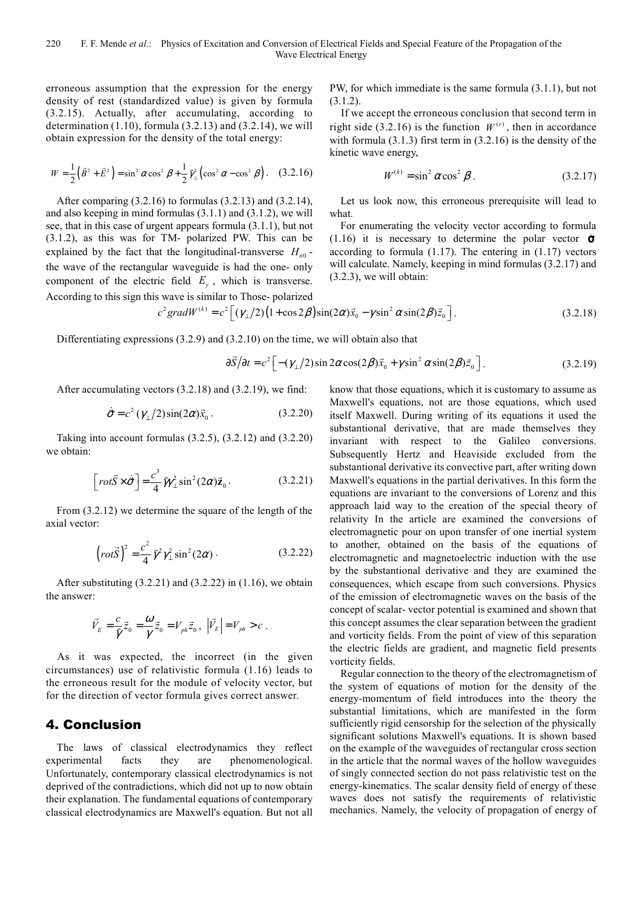erroneous assumption that the expression for the energy density of rest (standardized value) is given by formula (3.2.15). Actually, after accumulating, according to determination (1.10), formula (3.2.13) and (3.2.14), we will obtain expression for the density of the total energy:

$$W = \frac{1}{2}\left(\vec{B}^2 + \vec{E}^2\right) = \sin^2\alpha\cos^2\beta + \frac{1}{2}\tilde{\gamma}_\perp^2\left(\cos^2\alpha - \cos^2\beta\right). \quad (3.2.16)$$

After comparing (3.2.16) to formulas (3.2.13) and (3.2.14), and also keeping in mind formulas (3.1.1) and (3.1.2), we will see, that in this case of urgent appears formula (3.1.1), but not (3.1.2), as this was for TM- polarized PW. This can be explained by the fact that the longitudinal-transverse $H_{n0}$ - the wave of the rectangular waveguide is had the one- only component of the electric field $E_y$, which is transverse. According to this sign this wave is similar to Those- polarized PW, for which immediate is the same formula (3.1.1), but not (3.1.2).

If we accept the erroneous conclusion that second term in right side (3.2.16) is the function $W^{(r)}$, then in accordance with formula (3.1.3) first term in (3.2.16) is the density of the kinetic wave energy,

$$W^{(k)} = \sin^2\alpha\cos^2\beta. \quad (3.2.17)$$

Let us look now, this erroneous prerequisite will lead to what.

For enumerating the velocity vector according to formula (1.16) it is necessary to determine the polar vector $\dot{\sigma}$ according to formula (1.17). The entering in (1.17) vectors will calculate. Namely, keeping in mind formulas (3.2.17) and (3.2.3), we will obtain:

$$c^2 gradW^{(k)} = c^2\left[(\gamma_\perp/2)\left(1+\cos 2\beta\right)\sin(2\alpha)\vec{x}_0 - \gamma\sin^2\alpha\sin(2\beta)\vec{z}_0\right]. \quad (3.2.18)$$

Differentiating expressions (3.2.9) and (3.2.10) on the time, we will obtain also that

$$\partial\vec{S}/\partial t = c^2\left[-(\gamma_\perp/2)\sin 2\alpha\cos(2\beta)\vec{x}_0 + \gamma\sin^2\alpha\sin(2\beta)\vec{z}_0\right]. \quad (3.2.19)$$

After accumulating vectors (3.2.18) and (3.2.19), we find:

$$\dot{\sigma} = c^2(\gamma_\perp/2)\sin(2\alpha)\vec{x}_0. \quad (3.2.20)$$

Taking into account formulas (3.2.5), (3.2.12) and (3.2.20) we obtain:

$$\left[rot\vec{S}\times\dot{\sigma}\right] = \frac{c^3}{4}\tilde{\gamma}\gamma_\perp^2\sin^2(2\alpha)\vec{z}_0. \quad (3.2.21)$$

From (3.2.12) we determine the square of the length of the axial vector:

$$\left(rot\vec{S}\right)^2 = \frac{c^2}{4}\tilde{\gamma}^2\gamma_\perp^2\sin^2(2\alpha). \quad (3.2.22)$$

After substituting (3.2.21) and (3.2.22) in (1.16), we obtain the answer:

$$\vec{V}_E = \frac{c}{\tilde{\gamma}}\vec{z}_0 = \frac{\omega}{\gamma}\vec{z}_0 = V_{ph}\vec{z}_0,\ \left|\vec{V}_E\right| = V_{ph} > c.$$

As it was expected, the incorrect (in the given circumstances) use of relativistic formula (1.16) leads to the erroneous result for the module of velocity vector, but for the direction of vector formula gives correct answer.

## 4. Conclusion

The laws of classical electrodynamics they reflect experimental facts they are phenomenological. Unfortunately, contemporary classical electrodynamics is not deprived of the contradictions, which did not up to now obtain their explanation. The fundamental equations of contemporary classical electrodynamics are Maxwell's equation. But not all know that those equations, which it is customary to assume as Maxwell's equations, not are those equations, which used itself Maxwell. During writing of its equations it used the substantional derivative, that are made themselves they invariant with respect to the Galileo conversions. Subsequently Hertz and Heaviside excluded from the substantional derivative its convective part, after writing down Maxwell's equations in the partial derivatives. In this form the equations are invariant to the conversions of Lorenz and this approach laid way to the creation of the special theory of relativity In the article are examined the conversions of electromagnetic pour on upon transfer of one inertial system to another, obtained on the basis of the equations of electromagnetic and magnetoelectric induction with the use by the substantional derivative and they are examined the consequences, which escape from such conversions. Physics of the emission of electromagnetic waves on the basis of the concept of scalar- vector potential is examined and shown that this concept assumes the clear separation between the gradient and vorticity fields. From the point of view of this separation the electric fields are gradient, and magnetic field presents vorticity fields.

Regular connection to the theory of the electromagnetism of the system of equations of motion for the density of the energy-momentum of field introduces into the theory the substantial limitations, which are manifested in the form sufficiently rigid censorship for the selection of the physically significant solutions Maxwell's equations. It is shown based on the example of the waveguides of rectangular cross section in the article that the normal waves of the hollow waveguides of singly connected section do not pass relativistic test on the energy-kinematics. The scalar density field of energy of these waves does not satisfy the requirements of relativistic mechanics. Namely, the velocity of propagation of energy of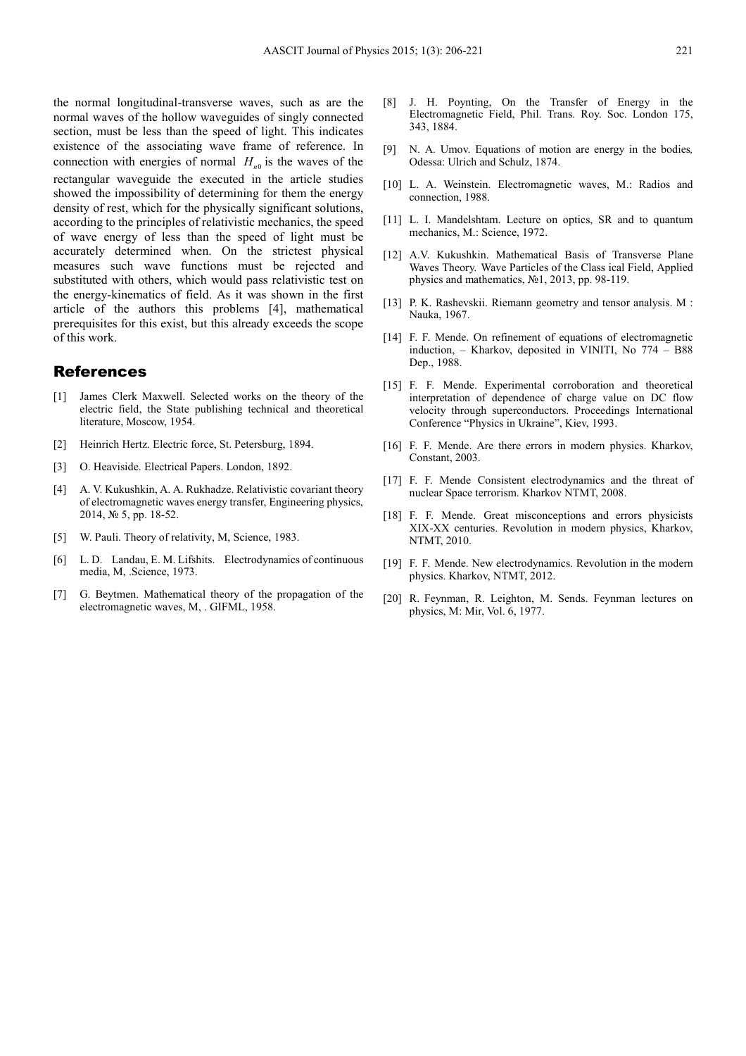the normal longitudinal-transverse waves, such as are the normal waves of the hollow waveguides of singly connected section, must be less than the speed of light. This indicates existence of the associating wave frame of reference. In connection with energies of normal $H_{n0}$ is the waves of the rectangular waveguide the executed in the article studies showed the impossibility of determining for them the energy density of rest, which for the physically significant solutions, according to the principles of relativistic mechanics, the speed of wave energy of less than the speed of light must be accurately determined when. On the strictest physical measures such wave functions must be rejected and substituted with others, which would pass relativistic test on the energy-kinematics of field. As it was shown in the first article of the authors this problems [4], mathematical prerequisites for this exist, but this already exceeds the scope of this work.

## References

[1] James Clerk Maxwell. Selected works on the theory of the electric field, the State publishing technical and theoretical literature, Moscow, 1954.

[2] Heinrich Hertz. Electric force, St. Petersburg, 1894.

[3] O. Heaviside. Electrical Papers. London, 1892.

[4] A. V. Kukushkin, A. A. Rukhadze. Relativistic covariant theory of electromagnetic waves energy transfer, Engineering physics, 2014, № 5, pp. 18-52.

[5] W. Pauli. Theory of relativity, M, Science, 1983.

[6] L. D. Landau, E. M. Lifshits. Electrodynamics of continuous media, M, .Science, 1973.

[7] G. Beytmen. Mathematical theory of the propagation of the electromagnetic waves, M, . GIFML, 1958.

[8] J. H. Poynting, On the Transfer of Energy in the Electromagnetic Field, Phil. Trans. Roy. Soc. London 175, 343, 1884.

[9] N. A. Umov. Equations of motion are energy in the bodies, Odessa: Ulrich and Schulz, 1874.

[10] L. A. Weinstein. Electromagnetic waves, M.: Radios and connection, 1988.

[11] L. I. Mandelshtam. Lecture on optics, SR and to quantum mechanics, M.: Science, 1972.

[12] A.V. Kukushkin. Mathematical Basis of Transverse Plane Waves Theory. Wave Particles of the Class ical Field, Applied physics and mathematics, №1, 2013, pp. 98-119.

[13] P. K. Rashevskii. Riemann geometry and tensor analysis. M : Nauka, 1967.

[14] F. F. Mende. On refinement of equations of electromagnetic induction, – Kharkov, deposited in VINITI, No 774 – B88 Dep., 1988.

[15] F. F. Mende. Experimental corroboration and theoretical interpretation of dependence of charge value on DC flow velocity through superconductors. Proceedings International Conference "Physics in Ukraine", Kiev, 1993.

[16] F. F. Mende. Are there errors in modern physics. Kharkov, Constant, 2003.

[17] F. F. Mende Consistent electrodynamics and the threat of nuclear Space terrorism. Kharkov NTMT, 2008.

[18] F. F. Mende. Great misconceptions and errors physicists XIX-XX centuries. Revolution in modern physics, Kharkov, NTMT, 2010.

[19] F. F. Mende. New electrodynamics. Revolution in the modern physics. Kharkov, NTMT, 2012.

[20] R. Feynman, R. Leighton, M. Sends. Feynman lectures on physics, M: Mir, Vol. 6, 1977.